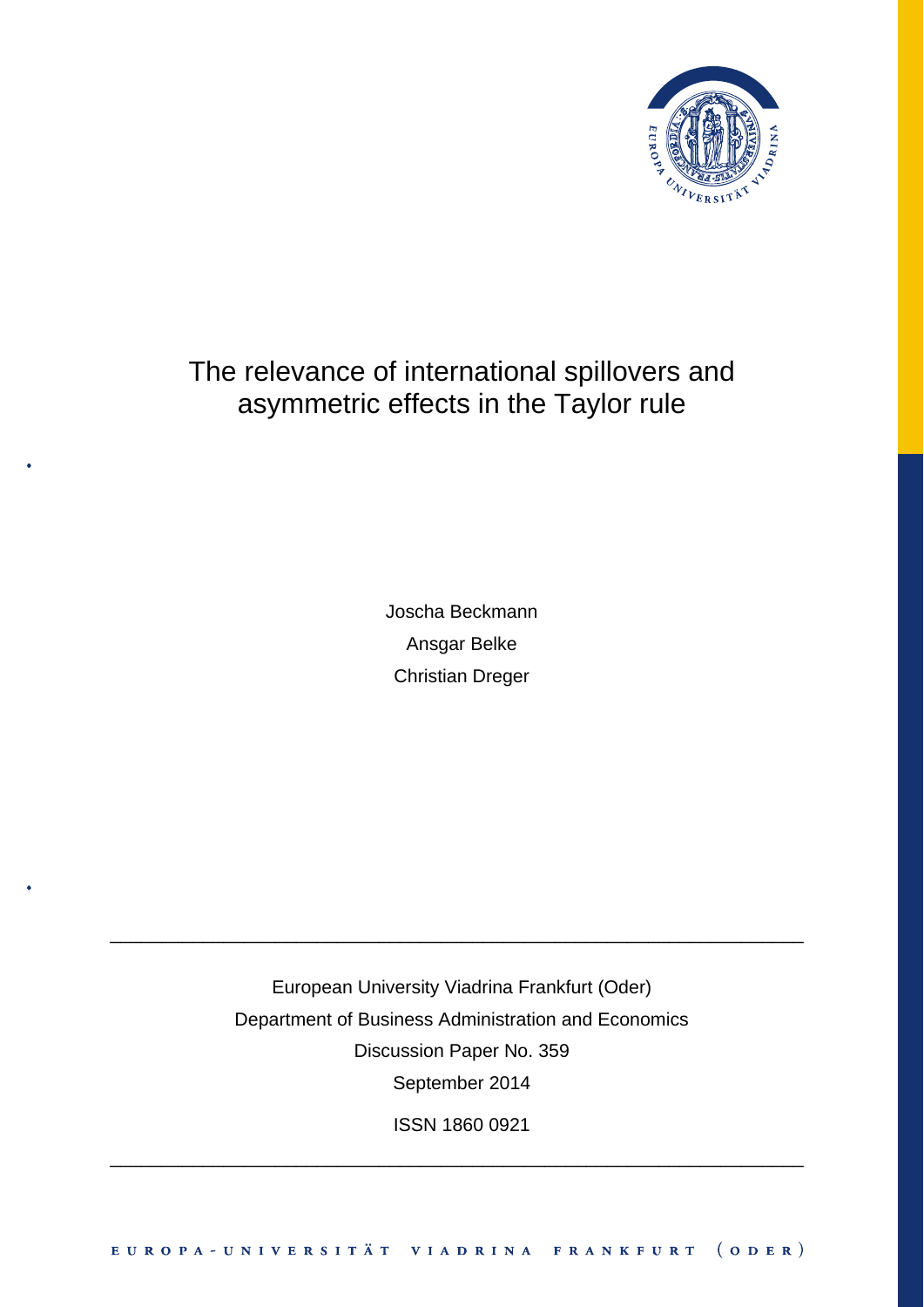# The relevance of international spillovers and asymmetric effects in the Taylor rule

Joscha Beckmann

Ansgar Belke

Christian Dreger

---

European University Viadrina Frankfurt (Oder)

Department of Business Administration and Economics

Discussion Paper No. 359

September 2014

ISSN 1860 0921

---

EUROPA-UNIVERSITÄT VIADRINA FRANKFURT (ODER)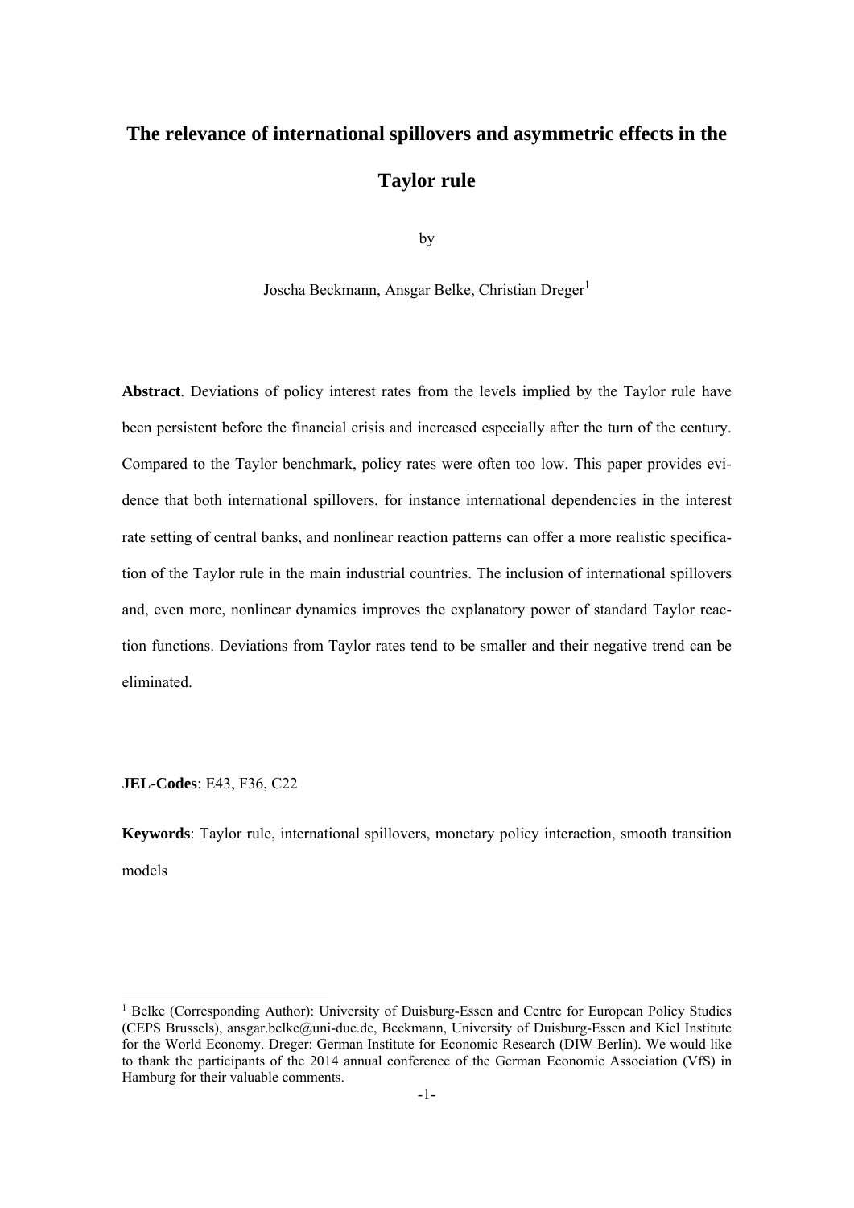# The relevance of international spillovers and asymmetric effects in the Taylor rule

by

Joscha Beckmann, Ansgar Belke, Christian Dreger[1]

**Abstract**. Deviations of policy interest rates from the levels implied by the Taylor rule have been persistent before the financial crisis and increased especially after the turn of the century. Compared to the Taylor benchmark, policy rates were often too low. This paper provides evidence that both international spillovers, for instance international dependencies in the interest rate setting of central banks, and nonlinear reaction patterns can offer a more realistic specification of the Taylor rule in the main industrial countries. The inclusion of international spillovers and, even more, nonlinear dynamics improves the explanatory power of standard Taylor reaction functions. Deviations from Taylor rates tend to be smaller and their negative trend can be eliminated.

**JEL-Codes**: E43, F36, C22

**Keywords**: Taylor rule, international spillovers, monetary policy interaction, smooth transition models

---

[1] Belke (Corresponding Author): University of Duisburg-Essen and Centre for European Policy Studies (CEPS Brussels), ansgar.belke@uni-due.de, Beckmann, University of Duisburg-Essen and Kiel Institute for the World Economy. Dreger: German Institute for Economic Research (DIW Berlin). We would like to thank the participants of the 2014 annual conference of the German Economic Association (VfS) in Hamburg for their valuable comments.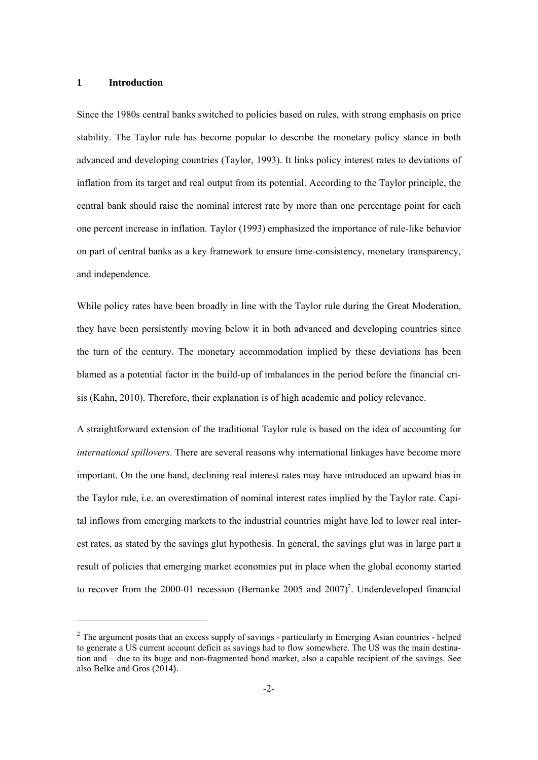## 1 Introduction

Since the 1980s central banks switched to policies based on rules, with strong emphasis on price stability. The Taylor rule has become popular to describe the monetary policy stance in both advanced and developing countries (Taylor, 1993). It links policy interest rates to deviations of inflation from its target and real output from its potential. According to the Taylor principle, the central bank should raise the nominal interest rate by more than one percentage point for each one percent increase in inflation. Taylor (1993) emphasized the importance of rule-like behavior on part of central banks as a key framework to ensure time-consistency, monetary transparency, and independence.

While policy rates have been broadly in line with the Taylor rule during the Great Moderation, they have been persistently moving below it in both advanced and developing countries since the turn of the century. The monetary accommodation implied by these deviations has been blamed as a potential factor in the build-up of imbalances in the period before the financial crisis (Kahn, 2010). Therefore, their explanation is of high academic and policy relevance.

A straightforward extension of the traditional Taylor rule is based on the idea of accounting for *international spillovers*. There are several reasons why international linkages have become more important. On the one hand, declining real interest rates may have introduced an upward bias in the Taylor rule, i.e. an overestimation of nominal interest rates implied by the Taylor rate. Capital inflows from emerging markets to the industrial countries might have led to lower real interest rates, as stated by the savings glut hypothesis. In general, the savings glut was in large part a result of policies that emerging market economies put in place when the global economy started to recover from the 2000-01 recession (Bernanke 2005 and 2007)[2]. Underdeveloped financial

[2] The argument posits that an excess supply of savings - particularly in Emerging Asian countries - helped to generate a US current account deficit as savings had to flow somewhere. The US was the main destination and – due to its huge and non-fragmented bond market, also a capable recipient of the savings. See also Belke and Gros (2014).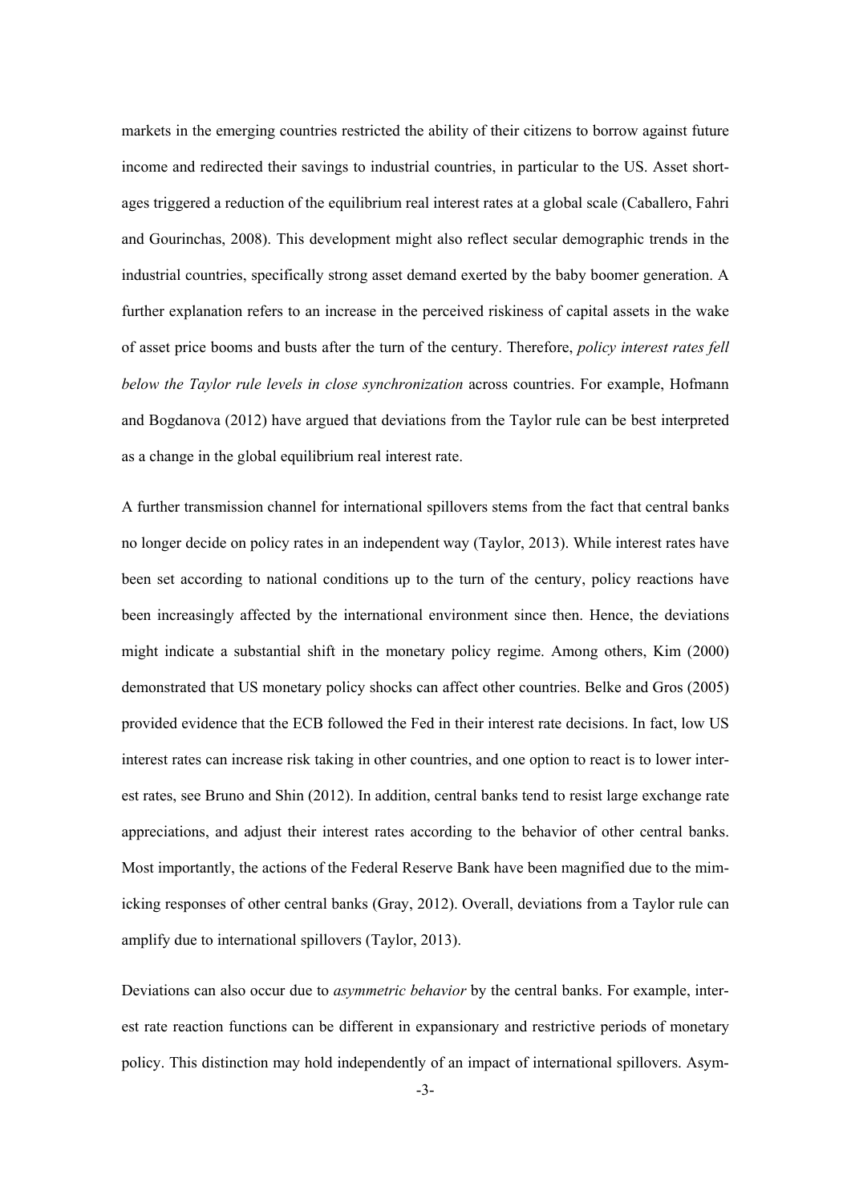markets in the emerging countries restricted the ability of their citizens to borrow against future income and redirected their savings to industrial countries, in particular to the US. Asset shortages triggered a reduction of the equilibrium real interest rates at a global scale (Caballero, Fahri and Gourinchas, 2008). This development might also reflect secular demographic trends in the industrial countries, specifically strong asset demand exerted by the baby boomer generation. A further explanation refers to an increase in the perceived riskiness of capital assets in the wake of asset price booms and busts after the turn of the century. Therefore, *policy interest rates fell below the Taylor rule levels in close synchronization* across countries. For example, Hofmann and Bogdanova (2012) have argued that deviations from the Taylor rule can be best interpreted as a change in the global equilibrium real interest rate.

A further transmission channel for international spillovers stems from the fact that central banks no longer decide on policy rates in an independent way (Taylor, 2013). While interest rates have been set according to national conditions up to the turn of the century, policy reactions have been increasingly affected by the international environment since then. Hence, the deviations might indicate a substantial shift in the monetary policy regime. Among others, Kim (2000) demonstrated that US monetary policy shocks can affect other countries. Belke and Gros (2005) provided evidence that the ECB followed the Fed in their interest rate decisions. In fact, low US interest rates can increase risk taking in other countries, and one option to react is to lower interest rates, see Bruno and Shin (2012). In addition, central banks tend to resist large exchange rate appreciations, and adjust their interest rates according to the behavior of other central banks. Most importantly, the actions of the Federal Reserve Bank have been magnified due to the mimicking responses of other central banks (Gray, 2012). Overall, deviations from a Taylor rule can amplify due to international spillovers (Taylor, 2013).

Deviations can also occur due to *asymmetric behavior* by the central banks. For example, interest rate reaction functions can be different in expansionary and restrictive periods of monetary policy. This distinction may hold independently of an impact of international spillovers. Asym-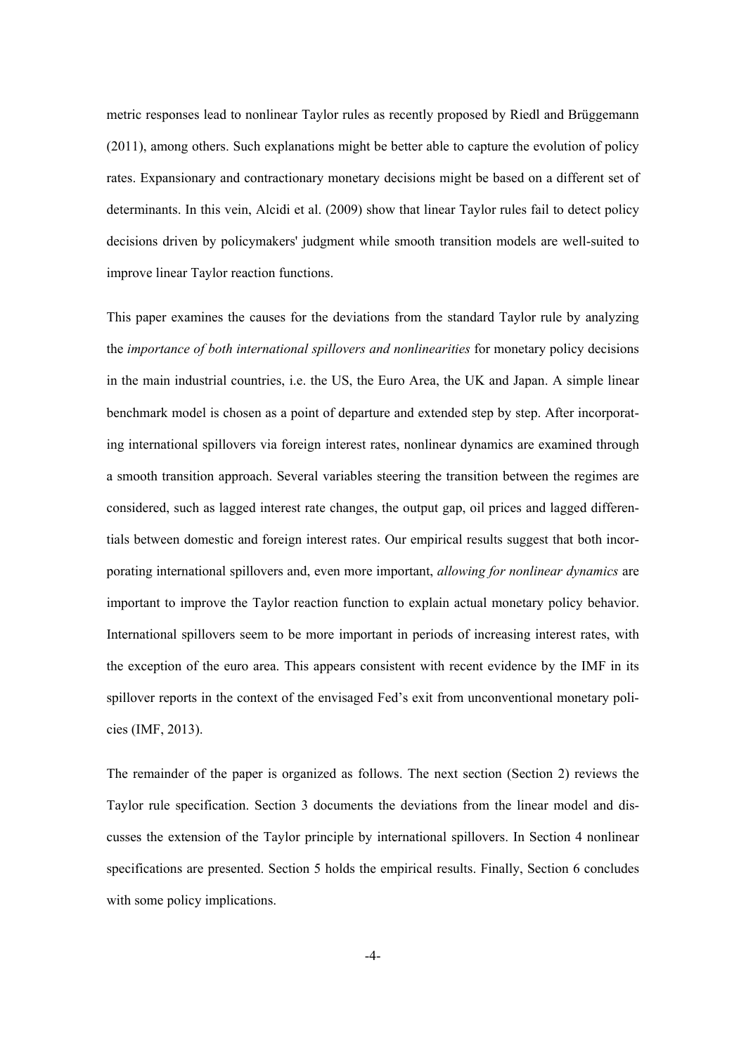metric responses lead to nonlinear Taylor rules as recently proposed by Riedl and Brüggemann (2011), among others. Such explanations might be better able to capture the evolution of policy rates. Expansionary and contractionary monetary decisions might be based on a different set of determinants. In this vein, Alcidi et al. (2009) show that linear Taylor rules fail to detect policy decisions driven by policymakers' judgment while smooth transition models are well-suited to improve linear Taylor reaction functions.

This paper examines the causes for the deviations from the standard Taylor rule by analyzing the *importance of both international spillovers and nonlinearities* for monetary policy decisions in the main industrial countries, i.e. the US, the Euro Area, the UK and Japan. A simple linear benchmark model is chosen as a point of departure and extended step by step. After incorporating international spillovers via foreign interest rates, nonlinear dynamics are examined through a smooth transition approach. Several variables steering the transition between the regimes are considered, such as lagged interest rate changes, the output gap, oil prices and lagged differentials between domestic and foreign interest rates. Our empirical results suggest that both incorporating international spillovers and, even more important, *allowing for nonlinear dynamics* are important to improve the Taylor reaction function to explain actual monetary policy behavior. International spillovers seem to be more important in periods of increasing interest rates, with the exception of the euro area. This appears consistent with recent evidence by the IMF in its spillover reports in the context of the envisaged Fed's exit from unconventional monetary policies (IMF, 2013).

The remainder of the paper is organized as follows. The next section (Section 2) reviews the Taylor rule specification. Section 3 documents the deviations from the linear model and discusses the extension of the Taylor principle by international spillovers. In Section 4 nonlinear specifications are presented. Section 5 holds the empirical results. Finally, Section 6 concludes with some policy implications.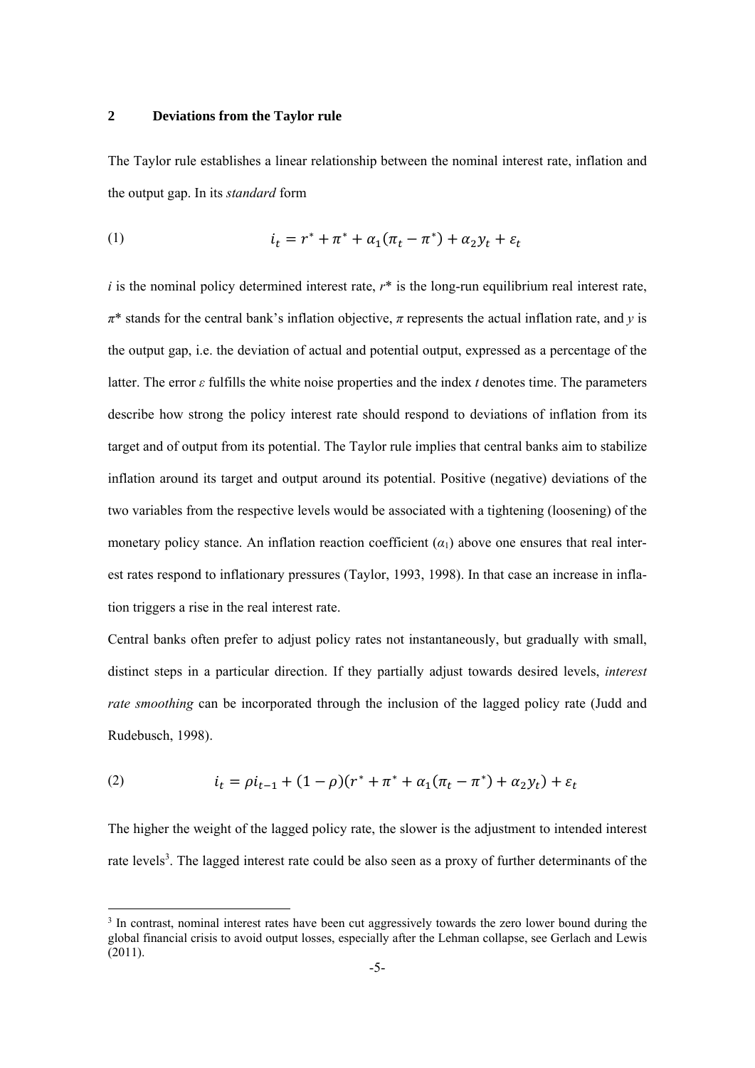## 2 Deviations from the Taylor rule

The Taylor rule establishes a linear relationship between the nominal interest rate, inflation and the output gap. In its *standard* form

$$i_t = r^* + \pi^* + \alpha_1(\pi_t - \pi^*) + \alpha_2 y_t + \varepsilon_t \tag{1}$$

$i$ is the nominal policy determined interest rate, $r^*$ is the long-run equilibrium real interest rate, $\pi^*$ stands for the central bank's inflation objective, $\pi$ represents the actual inflation rate, and $y$ is the output gap, i.e. the deviation of actual and potential output, expressed as a percentage of the latter. The error $\varepsilon$ fulfills the white noise properties and the index $t$ denotes time. The parameters describe how strong the policy interest rate should respond to deviations of inflation from its target and of output from its potential. The Taylor rule implies that central banks aim to stabilize inflation around its target and output around its potential. Positive (negative) deviations of the two variables from the respective levels would be associated with a tightening (loosening) of the monetary policy stance. An inflation reaction coefficient ($\alpha_1$) above one ensures that real interest rates respond to inflationary pressures (Taylor, 1993, 1998). In that case an increase in inflation triggers a rise in the real interest rate.

Central banks often prefer to adjust policy rates not instantaneously, but gradually with small, distinct steps in a particular direction. If they partially adjust towards desired levels, *interest rate smoothing* can be incorporated through the inclusion of the lagged policy rate (Judd and Rudebusch, 1998).

$$i_t = \rho i_{t-1} + (1 - \rho)(r^* + \pi^* + \alpha_1(\pi_t - \pi^*) + \alpha_2 y_t) + \varepsilon_t \tag{2}$$

The higher the weight of the lagged policy rate, the slower is the adjustment to intended interest rate levels[3]. The lagged interest rate could be also seen as a proxy of further determinants of the

[3] In contrast, nominal interest rates have been cut aggressively towards the zero lower bound during the global financial crisis to avoid output losses, especially after the Lehman collapse, see Gerlach and Lewis (2011).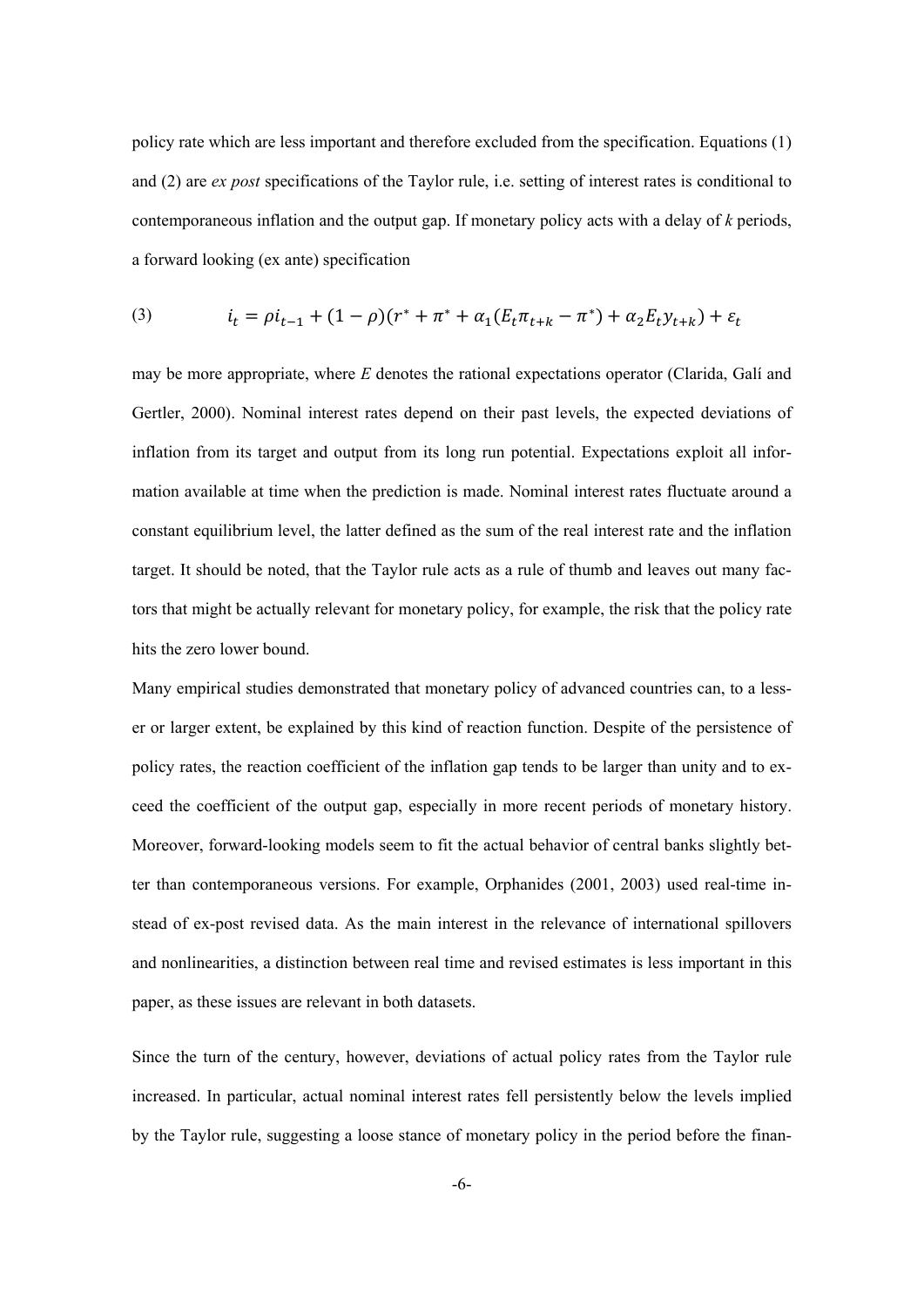policy rate which are less important and therefore excluded from the specification. Equations (1) and (2) are *ex post* specifications of the Taylor rule, i.e. setting of interest rates is conditional to contemporaneous inflation and the output gap. If monetary policy acts with a delay of *k* periods, a forward looking (ex ante) specification

$$(3) \qquad i_t = \rho i_{t-1} + (1-\rho)(r^* + \pi^* + \alpha_1(E_t\pi_{t+k} - \pi^*) + \alpha_2 E_t y_{t+k}) + \varepsilon_t$$

may be more appropriate, where *E* denotes the rational expectations operator (Clarida, Galí and Gertler, 2000). Nominal interest rates depend on their past levels, the expected deviations of inflation from its target and output from its long run potential. Expectations exploit all information available at time when the prediction is made. Nominal interest rates fluctuate around a constant equilibrium level, the latter defined as the sum of the real interest rate and the inflation target. It should be noted, that the Taylor rule acts as a rule of thumb and leaves out many factors that might be actually relevant for monetary policy, for example, the risk that the policy rate hits the zero lower bound.

Many empirical studies demonstrated that monetary policy of advanced countries can, to a lesser or larger extent, be explained by this kind of reaction function. Despite of the persistence of policy rates, the reaction coefficient of the inflation gap tends to be larger than unity and to exceed the coefficient of the output gap, especially in more recent periods of monetary history. Moreover, forward-looking models seem to fit the actual behavior of central banks slightly better than contemporaneous versions. For example, Orphanides (2001, 2003) used real-time instead of ex-post revised data. As the main interest in the relevance of international spillovers and nonlinearities, a distinction between real time and revised estimates is less important in this paper, as these issues are relevant in both datasets.

Since the turn of the century, however, deviations of actual policy rates from the Taylor rule increased. In particular, actual nominal interest rates fell persistently below the levels implied by the Taylor rule, suggesting a loose stance of monetary policy in the period before the finan-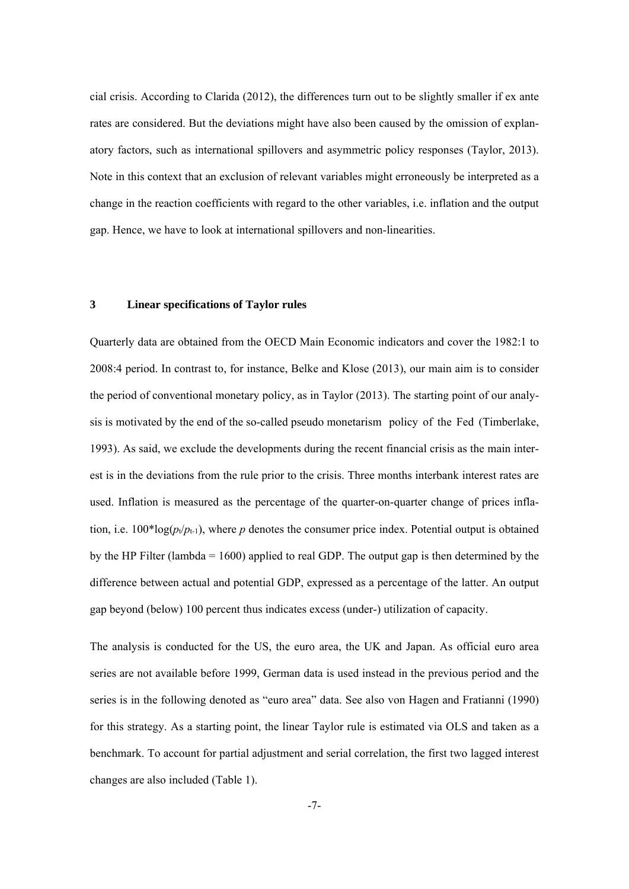cial crisis. According to Clarida (2012), the differences turn out to be slightly smaller if ex ante rates are considered. But the deviations might have also been caused by the omission of explanatory factors, such as international spillovers and asymmetric policy responses (Taylor, 2013). Note in this context that an exclusion of relevant variables might erroneously be interpreted as a change in the reaction coefficients with regard to the other variables, i.e. inflation and the output gap. Hence, we have to look at international spillovers and non-linearities.

## 3 Linear specifications of Taylor rules

Quarterly data are obtained from the OECD Main Economic indicators and cover the 1982:1 to 2008:4 period. In contrast to, for instance, Belke and Klose (2013), our main aim is to consider the period of conventional monetary policy, as in Taylor (2013). The starting point of our analysis is motivated by the end of the so-called pseudo monetarism policy of the Fed (Timberlake, 1993). As said, we exclude the developments during the recent financial crisis as the main interest is in the deviations from the rule prior to the crisis. Three months interbank interest rates are used. Inflation is measured as the percentage of the quarter-on-quarter change of prices inflation, i.e. $100*\log(p_t/p_{t-1})$, where $p$ denotes the consumer price index. Potential output is obtained by the HP Filter (lambda = 1600) applied to real GDP. The output gap is then determined by the difference between actual and potential GDP, expressed as a percentage of the latter. An output gap beyond (below) 100 percent thus indicates excess (under-) utilization of capacity.

The analysis is conducted for the US, the euro area, the UK and Japan. As official euro area series are not available before 1999, German data is used instead in the previous period and the series is in the following denoted as "euro area" data. See also von Hagen and Fratianni (1990) for this strategy. As a starting point, the linear Taylor rule is estimated via OLS and taken as a benchmark. To account for partial adjustment and serial correlation, the first two lagged interest changes are also included (Table 1).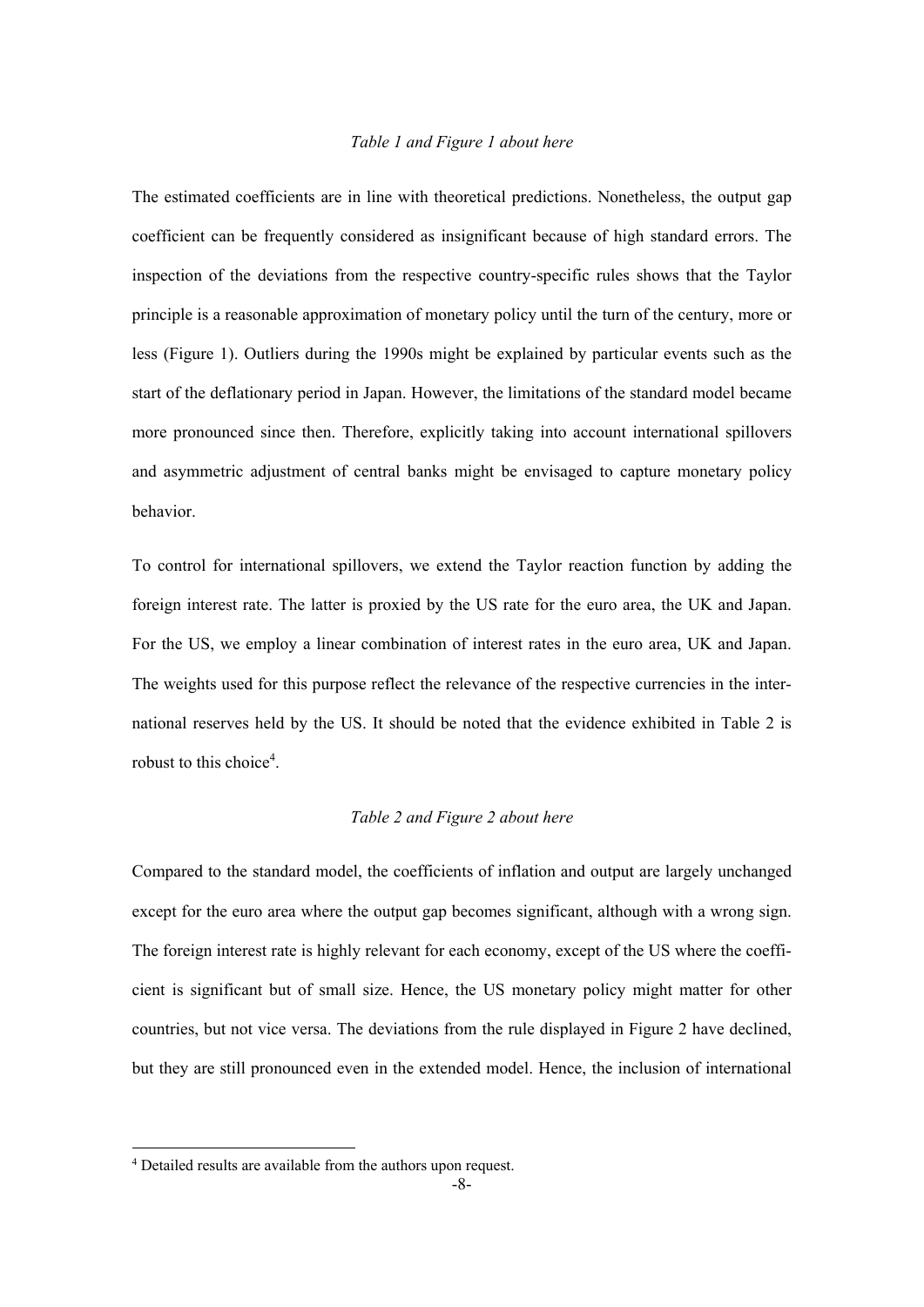*Table 1 and Figure 1 about here*

The estimated coefficients are in line with theoretical predictions. Nonetheless, the output gap coefficient can be frequently considered as insignificant because of high standard errors. The inspection of the deviations from the respective country-specific rules shows that the Taylor principle is a reasonable approximation of monetary policy until the turn of the century, more or less (Figure 1). Outliers during the 1990s might be explained by particular events such as the start of the deflationary period in Japan. However, the limitations of the standard model became more pronounced since then. Therefore, explicitly taking into account international spillovers and asymmetric adjustment of central banks might be envisaged to capture monetary policy behavior.

To control for international spillovers, we extend the Taylor reaction function by adding the foreign interest rate. The latter is proxied by the US rate for the euro area, the UK and Japan. For the US, we employ a linear combination of interest rates in the euro area, UK and Japan. The weights used for this purpose reflect the relevance of the respective currencies in the international reserves held by the US. It should be noted that the evidence exhibited in Table 2 is robust to this choice[4].

*Table 2 and Figure 2 about here*

Compared to the standard model, the coefficients of inflation and output are largely unchanged except for the euro area where the output gap becomes significant, although with a wrong sign. The foreign interest rate is highly relevant for each economy, except of the US where the coefficient is significant but of small size. Hence, the US monetary policy might matter for other countries, but not vice versa. The deviations from the rule displayed in Figure 2 have declined, but they are still pronounced even in the extended model. Hence, the inclusion of international

[4] Detailed results are available from the authors upon request.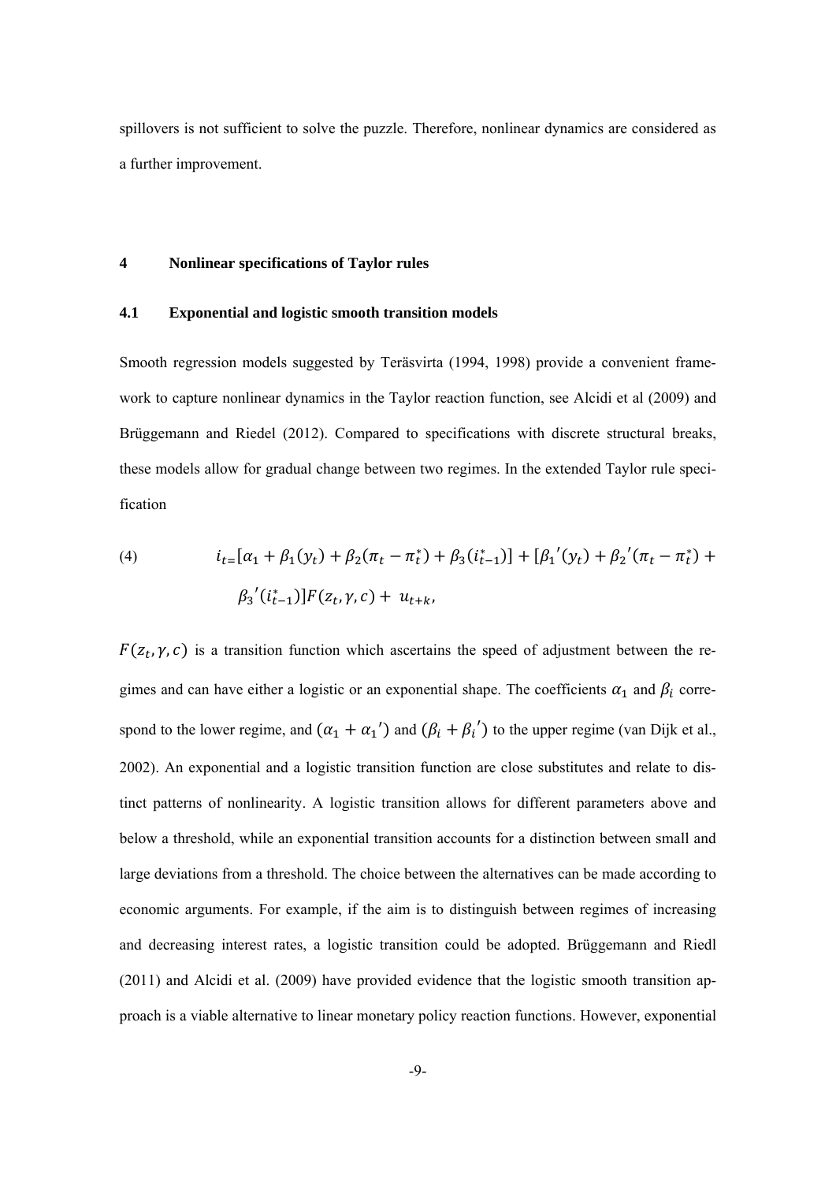spillovers is not sufficient to solve the puzzle. Therefore, nonlinear dynamics are considered as a further improvement.

## 4 Nonlinear specifications of Taylor rules

### 4.1 Exponential and logistic smooth transition models

Smooth regression models suggested by Teräsvirta (1994, 1998) provide a convenient framework to capture nonlinear dynamics in the Taylor reaction function, see Alcidi et al (2009) and Brüggemann and Riedel (2012). Compared to specifications with discrete structural breaks, these models allow for gradual change between two regimes. In the extended Taylor rule specification

$$(4) \qquad i_{t=}[\alpha_1 + \beta_1(y_t) + \beta_2(\pi_t - \pi_t^*) + \beta_3(i_{t-1}^*)] + [\beta_1{}'(y_t) + \beta_2{}'(\pi_t - \pi_t^*) + \beta_3{}'(i_{t-1}^*)]F(z_t, \gamma, c) + u_{t+k},$$

$F(z_t, \gamma, c)$ is a transition function which ascertains the speed of adjustment between the regimes and can have either a logistic or an exponential shape. The coefficients $\alpha_1$ and $\beta_i$ correspond to the lower regime, and $(\alpha_1 + \alpha_1{}')$ and $(\beta_i + \beta_i{}')$ to the upper regime (van Dijk et al., 2002). An exponential and a logistic transition function are close substitutes and relate to distinct patterns of nonlinearity. A logistic transition allows for different parameters above and below a threshold, while an exponential transition accounts for a distinction between small and large deviations from a threshold. The choice between the alternatives can be made according to economic arguments. For example, if the aim is to distinguish between regimes of increasing and decreasing interest rates, a logistic transition could be adopted. Brüggemann and Riedl (2011) and Alcidi et al. (2009) have provided evidence that the logistic smooth transition approach is a viable alternative to linear monetary policy reaction functions. However, exponential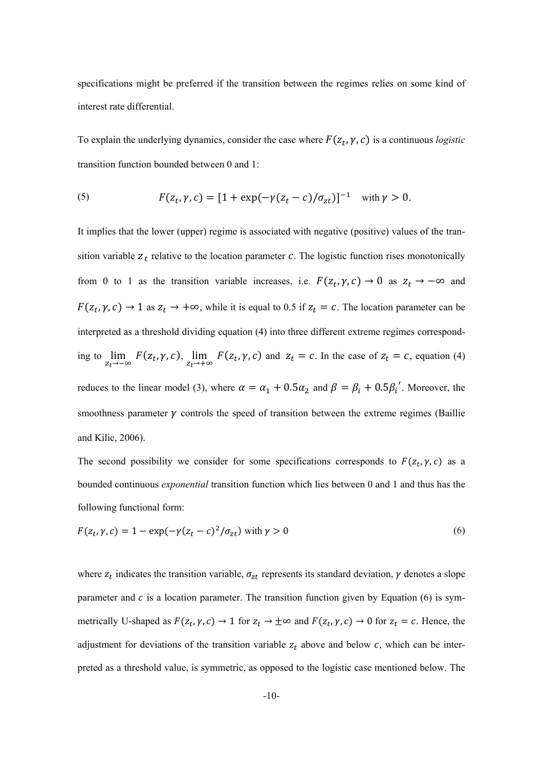specifications might be preferred if the transition between the regimes relies on some kind of interest rate differential.

To explain the underlying dynamics, consider the case where $F(z_t, \gamma, c)$ is a continuous *logistic* transition function bounded between 0 and 1:

$$F(z_t, \gamma, c) = [1 + \exp(-\gamma(z_t - c)/\sigma_{zt})]^{-1} \quad \text{with } \gamma > 0. \tag{5}$$

It implies that the lower (upper) regime is associated with negative (positive) values of the transition variable $z_t$ relative to the location parameter $c$. The logistic function rises monotonically from 0 to 1 as the transition variable increases, i.e. $F(z_t, \gamma, c) \to 0$ as $z_t \to -\infty$ and $F(z_t, \gamma, c) \to 1$ as $z_t \to +\infty$, while it is equal to 0.5 if $z_t = c$. The location parameter can be interpreted as a threshold dividing equation (4) into three different extreme regimes corresponding to $\lim_{z_t \to -\infty} F(z_t, \gamma, c)$, $\lim_{z_t \to +\infty} F(z_t, \gamma, c)$ and $z_t = c$. In the case of $z_t = c$, equation (4) reduces to the linear model (3), where $\alpha = \alpha_1 + 0.5\alpha_2$ and $\beta = \beta_i + 0.5\beta_i{}'$. Moreover, the smoothness parameter $\gamma$ controls the speed of transition between the extreme regimes (Baillie and Kilic, 2006).

The second possibility we consider for some specifications corresponds to $F(z_t, \gamma, c)$ as a bounded continuous *exponential* transition function which lies between 0 and 1 and thus has the following functional form:

$$F(z_t, \gamma, c) = 1 - \exp(-\gamma(z_t - c)^2/\sigma_{zt}) \text{ with } \gamma > 0 \tag{6}$$

where $z_t$ indicates the transition variable, $\sigma_{zt}$ represents its standard deviation, $\gamma$ denotes a slope parameter and $c$ is a location parameter. The transition function given by Equation (6) is symmetrically U-shaped as $F(z_t, \gamma, c) \to 1$ for $z_t \to \pm\infty$ and $F(z_t, \gamma, c) \to 0$ for $z_t = c$. Hence, the adjustment for deviations of the transition variable $z_t$ above and below $c$, which can be interpreted as a threshold value, is symmetric, as opposed to the logistic case mentioned below. The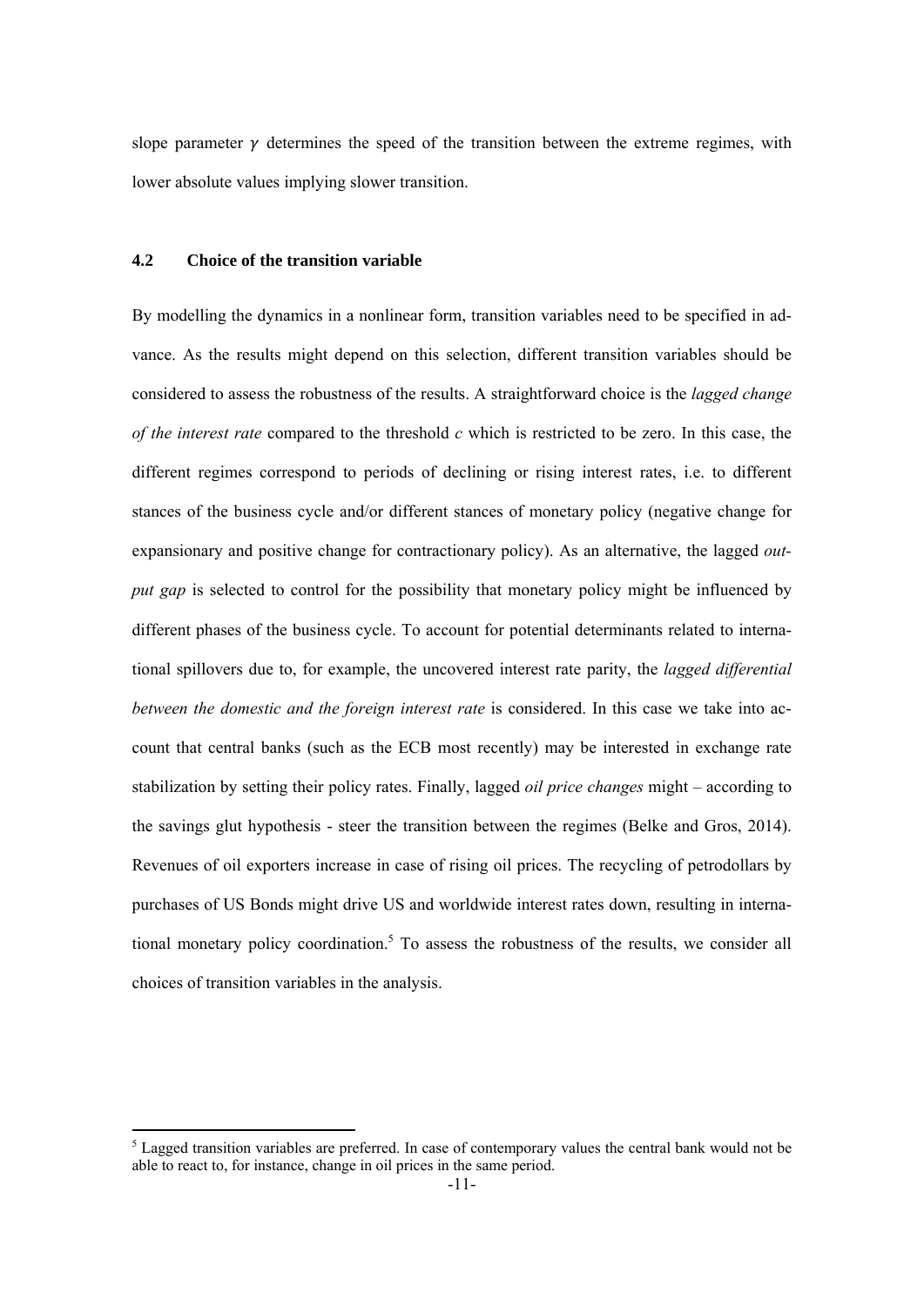slope parameter $\gamma$ determines the speed of the transition between the extreme regimes, with lower absolute values implying slower transition.

### 4.2 Choice of the transition variable

By modelling the dynamics in a nonlinear form, transition variables need to be specified in advance. As the results might depend on this selection, different transition variables should be considered to assess the robustness of the results. A straightforward choice is the *lagged change of the interest rate* compared to the threshold $c$ which is restricted to be zero. In this case, the different regimes correspond to periods of declining or rising interest rates, i.e. to different stances of the business cycle and/or different stances of monetary policy (negative change for expansionary and positive change for contractionary policy). As an alternative, the lagged *output gap* is selected to control for the possibility that monetary policy might be influenced by different phases of the business cycle. To account for potential determinants related to international spillovers due to, for example, the uncovered interest rate parity, the *lagged differential between the domestic and the foreign interest rate* is considered. In this case we take into account that central banks (such as the ECB most recently) may be interested in exchange rate stabilization by setting their policy rates. Finally, lagged *oil price changes* might – according to the savings glut hypothesis - steer the transition between the regimes (Belke and Gros, 2014). Revenues of oil exporters increase in case of rising oil prices. The recycling of petrodollars by purchases of US Bonds might drive US and worldwide interest rates down, resulting in international monetary policy coordination.[5] To assess the robustness of the results, we consider all choices of transition variables in the analysis.

[5] Lagged transition variables are preferred. In case of contemporary values the central bank would not be able to react to, for instance, change in oil prices in the same period.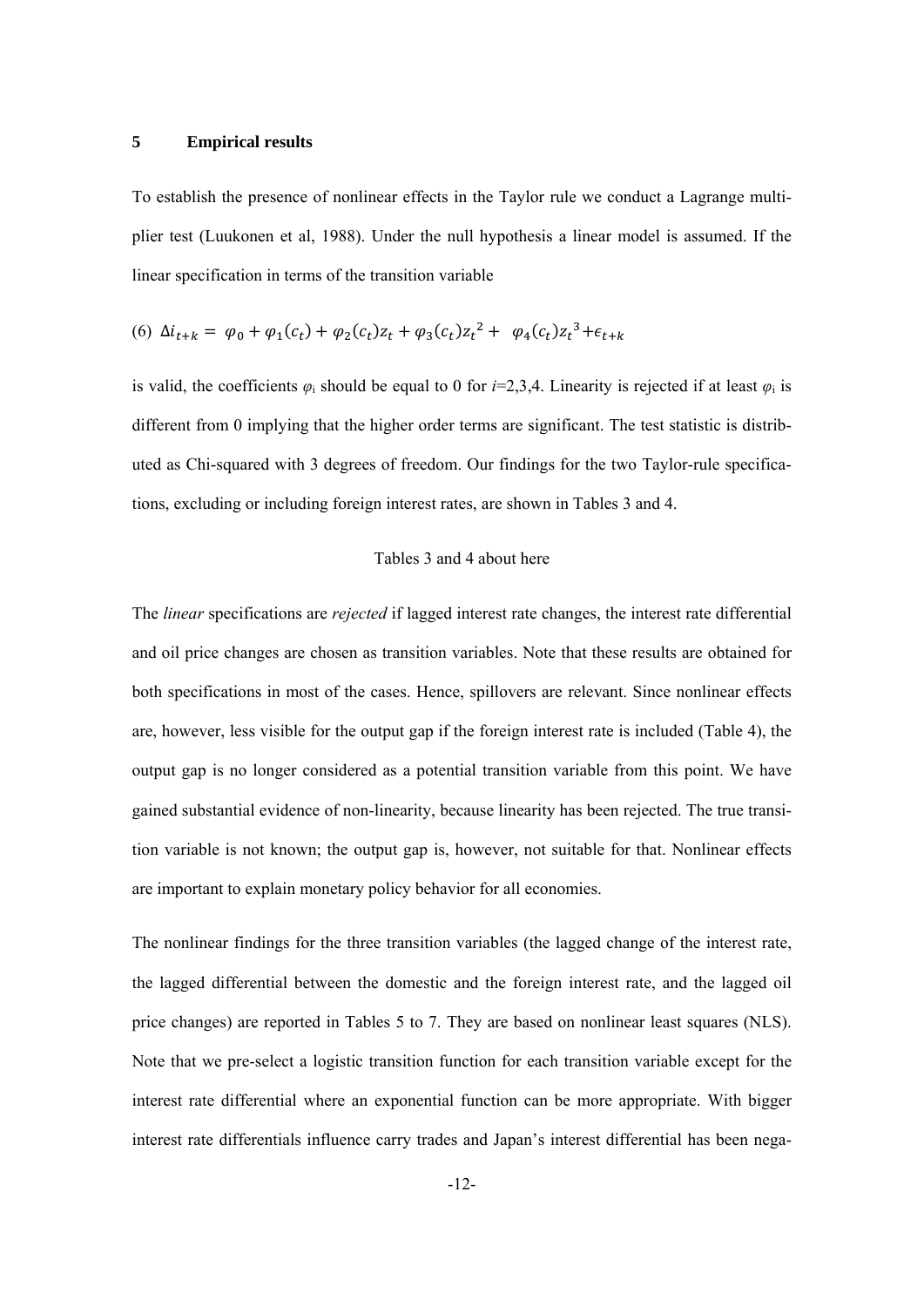## 5 Empirical results

To establish the presence of nonlinear effects in the Taylor rule we conduct a Lagrange multiplier test (Luukonen et al, 1988). Under the null hypothesis a linear model is assumed. If the linear specification in terms of the transition variable

$$(6)\ \ \Delta i_{t+k} = \varphi_0 + \varphi_1(c_t) + \varphi_2(c_t)z_t + \varphi_3(c_t)z_t^{\,2} + \ \varphi_4(c_t)z_t^{\,3} + \epsilon_{t+k}$$

is valid, the coefficients $\varphi_i$ should be equal to 0 for $i$=2,3,4. Linearity is rejected if at least $\varphi_i$ is different from 0 implying that the higher order terms are significant. The test statistic is distributed as Chi-squared with 3 degrees of freedom. Our findings for the two Taylor-rule specifications, excluding or including foreign interest rates, are shown in Tables 3 and 4.

Tables 3 and 4 about here

The *linear* specifications are *rejected* if lagged interest rate changes, the interest rate differential and oil price changes are chosen as transition variables. Note that these results are obtained for both specifications in most of the cases. Hence, spillovers are relevant. Since nonlinear effects are, however, less visible for the output gap if the foreign interest rate is included (Table 4), the output gap is no longer considered as a potential transition variable from this point. We have gained substantial evidence of non-linearity, because linearity has been rejected. The true transition variable is not known; the output gap is, however, not suitable for that. Nonlinear effects are important to explain monetary policy behavior for all economies.

The nonlinear findings for the three transition variables (the lagged change of the interest rate, the lagged differential between the domestic and the foreign interest rate, and the lagged oil price changes) are reported in Tables 5 to 7. They are based on nonlinear least squares (NLS). Note that we pre-select a logistic transition function for each transition variable except for the interest rate differential where an exponential function can be more appropriate. With bigger interest rate differentials influence carry trades and Japan's interest differential has been nega-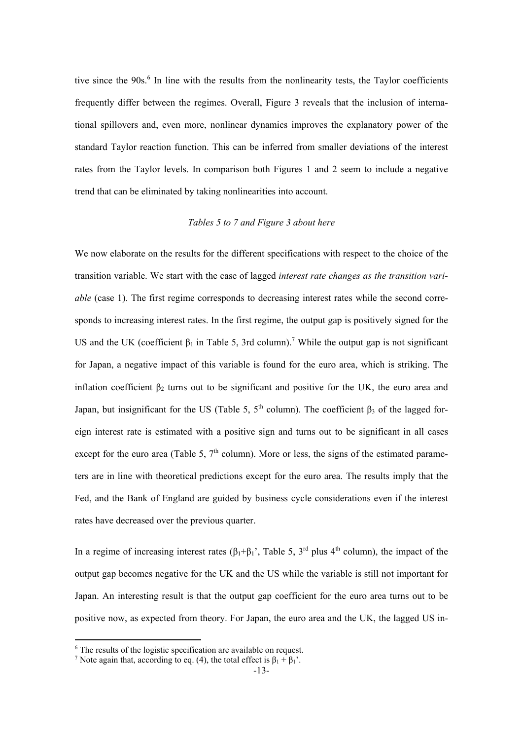tive since the 90s.[6] In line with the results from the nonlinearity tests, the Taylor coefficients frequently differ between the regimes. Overall, Figure 3 reveals that the inclusion of international spillovers and, even more, nonlinear dynamics improves the explanatory power of the standard Taylor reaction function. This can be inferred from smaller deviations of the interest rates from the Taylor levels. In comparison both Figures 1 and 2 seem to include a negative trend that can be eliminated by taking nonlinearities into account.

*Tables 5 to 7 and Figure 3 about here*

We now elaborate on the results for the different specifications with respect to the choice of the transition variable. We start with the case of lagged *interest rate changes as the transition variable* (case 1). The first regime corresponds to decreasing interest rates while the second corresponds to increasing interest rates. In the first regime, the output gap is positively signed for the US and the UK (coefficient $\beta_1$ in Table 5, 3rd column).[7] While the output gap is not significant for Japan, a negative impact of this variable is found for the euro area, which is striking. The inflation coefficient $\beta_2$ turns out to be significant and positive for the UK, the euro area and Japan, but insignificant for the US (Table 5, 5th column). The coefficient $\beta_3$ of the lagged foreign interest rate is estimated with a positive sign and turns out to be significant in all cases except for the euro area (Table 5, 7th column). More or less, the signs of the estimated parameters are in line with theoretical predictions except for the euro area. The results imply that the Fed, and the Bank of England are guided by business cycle considerations even if the interest rates have decreased over the previous quarter.

In a regime of increasing interest rates ($\beta_1$+$\beta_1$', Table 5, 3rd plus 4th column), the impact of the output gap becomes negative for the UK and the US while the variable is still not important for Japan. An interesting result is that the output gap coefficient for the euro area turns out to be positive now, as expected from theory. For Japan, the euro area and the UK, the lagged US in-

[6] The results of the logistic specification are available on request.

[7] Note again that, according to eq. (4), the total effect is $\beta_1 + \beta_1$'.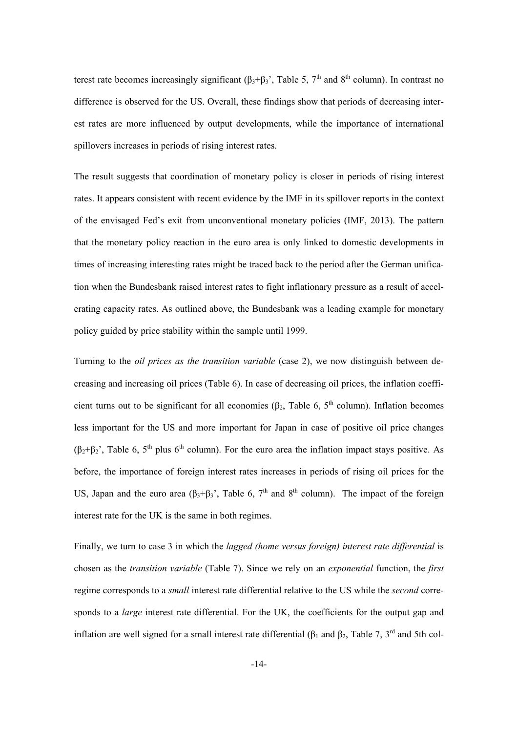terest rate becomes increasingly significant ($\beta_3+\beta_3$', Table 5, 7th and 8th column). In contrast no difference is observed for the US. Overall, these findings show that periods of decreasing interest rates are more influenced by output developments, while the importance of international spillovers increases in periods of rising interest rates.

The result suggests that coordination of monetary policy is closer in periods of rising interest rates. It appears consistent with recent evidence by the IMF in its spillover reports in the context of the envisaged Fed's exit from unconventional monetary policies (IMF, 2013). The pattern that the monetary policy reaction in the euro area is only linked to domestic developments in times of increasing interesting rates might be traced back to the period after the German unification when the Bundesbank raised interest rates to fight inflationary pressure as a result of accelerating capacity rates. As outlined above, the Bundesbank was a leading example for monetary policy guided by price stability within the sample until 1999.

Turning to the *oil prices as the transition variable* (case 2), we now distinguish between decreasing and increasing oil prices (Table 6). In case of decreasing oil prices, the inflation coefficient turns out to be significant for all economies ($\beta_2$, Table 6, 5th column). Inflation becomes less important for the US and more important for Japan in case of positive oil price changes ($\beta_2+\beta_2$', Table 6, 5th plus 6th column). For the euro area the inflation impact stays positive. As before, the importance of foreign interest rates increases in periods of rising oil prices for the US, Japan and the euro area ($\beta_3+\beta_3$', Table 6, 7th and 8th column). The impact of the foreign interest rate for the UK is the same in both regimes.

Finally, we turn to case 3 in which the *lagged (home versus foreign) interest rate differential* is chosen as the *transition variable* (Table 7). Since we rely on an *exponential* function, the *first* regime corresponds to a *small* interest rate differential relative to the US while the *second* corresponds to a *large* interest rate differential. For the UK, the coefficients for the output gap and inflation are well signed for a small interest rate differential ($\beta_1$ and $\beta_2$, Table 7, 3rd and 5th col-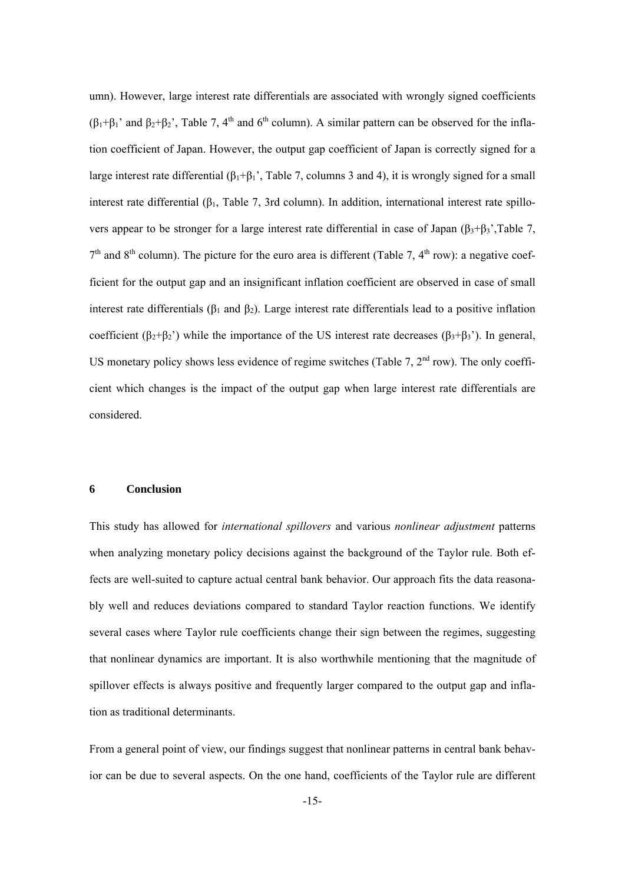umn). However, large interest rate differentials are associated with wrongly signed coefficients ($\beta_1$+$\beta_1$' and $\beta_2$+$\beta_2$', Table 7, 4[th] and 6[th] column). A similar pattern can be observed for the inflation coefficient of Japan. However, the output gap coefficient of Japan is correctly signed for a large interest rate differential ($\beta_1$+$\beta_1$', Table 7, columns 3 and 4), it is wrongly signed for a small interest rate differential ($\beta_1$, Table 7, 3rd column). In addition, international interest rate spillovers appear to be stronger for a large interest rate differential in case of Japan ($\beta_3$+$\beta_3$',Table 7, 7[th] and 8[th] column). The picture for the euro area is different (Table 7, 4[th] row): a negative coefficient for the output gap and an insignificant inflation coefficient are observed in case of small interest rate differentials ($\beta_1$ and $\beta_2$). Large interest rate differentials lead to a positive inflation coefficient ($\beta_2$+$\beta_2$') while the importance of the US interest rate decreases ($\beta_3$+$\beta_3$'). In general, US monetary policy shows less evidence of regime switches (Table 7, 2[nd] row). The only coefficient which changes is the impact of the output gap when large interest rate differentials are considered.

## 6 Conclusion

This study has allowed for *international spillovers* and various *nonlinear adjustment* patterns when analyzing monetary policy decisions against the background of the Taylor rule. Both effects are well-suited to capture actual central bank behavior. Our approach fits the data reasonably well and reduces deviations compared to standard Taylor reaction functions. We identify several cases where Taylor rule coefficients change their sign between the regimes, suggesting that nonlinear dynamics are important. It is also worthwhile mentioning that the magnitude of spillover effects is always positive and frequently larger compared to the output gap and inflation as traditional determinants.

From a general point of view, our findings suggest that nonlinear patterns in central bank behavior can be due to several aspects. On the one hand, coefficients of the Taylor rule are different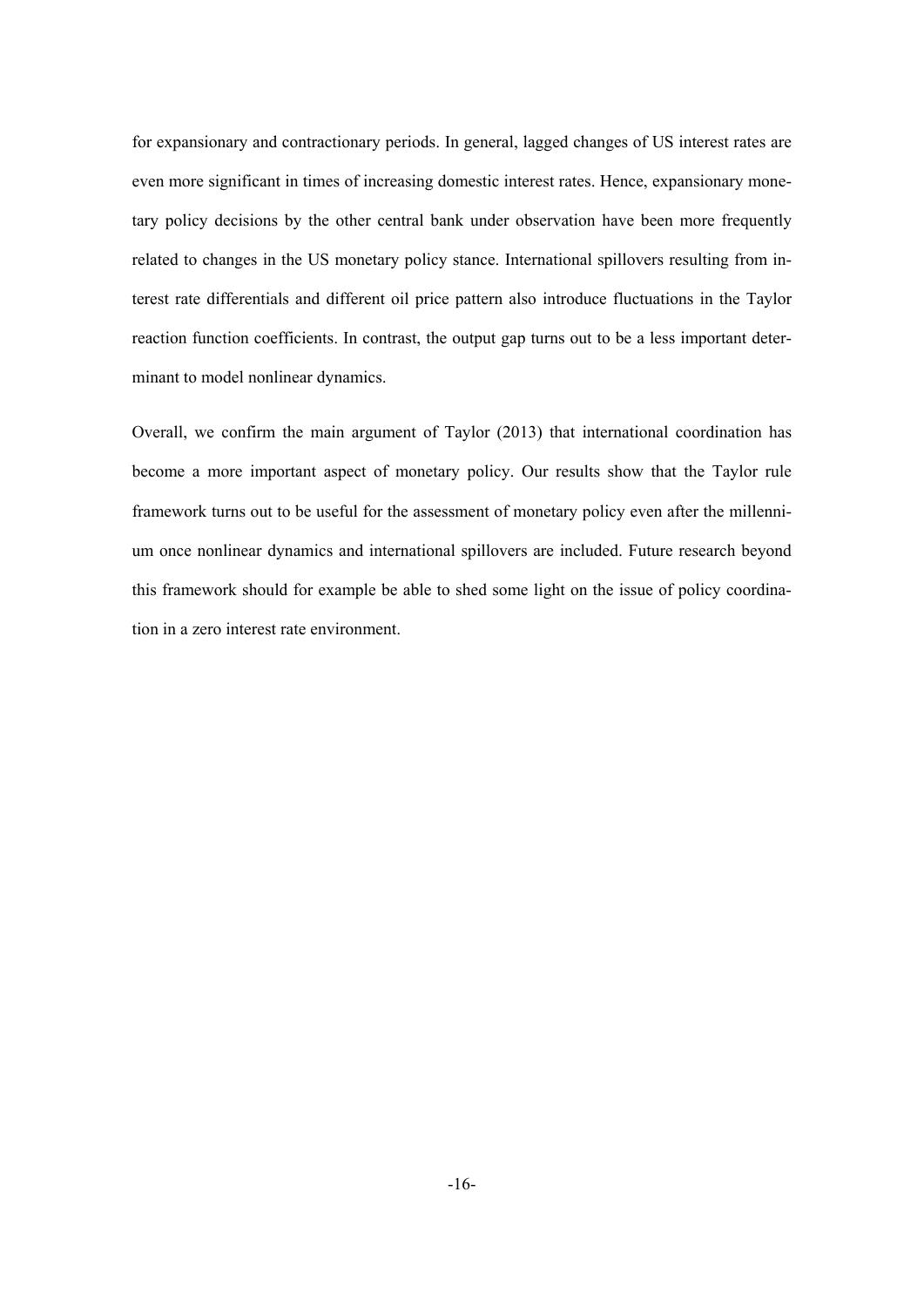for expansionary and contractionary periods. In general, lagged changes of US interest rates are even more significant in times of increasing domestic interest rates. Hence, expansionary monetary policy decisions by the other central bank under observation have been more frequently related to changes in the US monetary policy stance. International spillovers resulting from interest rate differentials and different oil price pattern also introduce fluctuations in the Taylor reaction function coefficients. In contrast, the output gap turns out to be a less important determinant to model nonlinear dynamics.

Overall, we confirm the main argument of Taylor (2013) that international coordination has become a more important aspect of monetary policy. Our results show that the Taylor rule framework turns out to be useful for the assessment of monetary policy even after the millennium once nonlinear dynamics and international spillovers are included. Future research beyond this framework should for example be able to shed some light on the issue of policy coordination in a zero interest rate environment.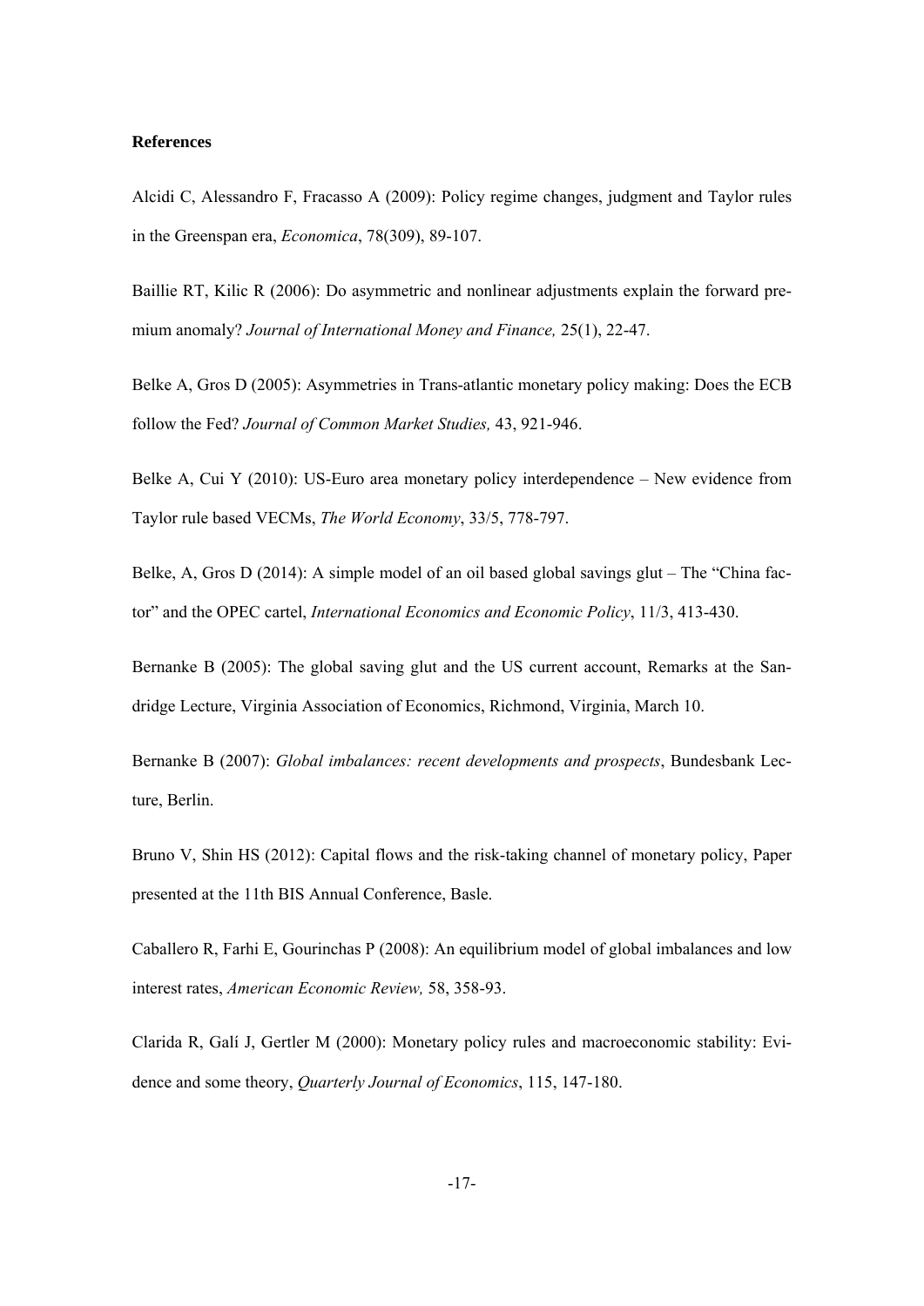**References**

Alcidi C, Alessandro F, Fracasso A (2009): Policy regime changes, judgment and Taylor rules in the Greenspan era, *Economica*, 78(309), 89-107.

Baillie RT, Kilic R (2006): Do asymmetric and nonlinear adjustments explain the forward premium anomaly? *Journal of International Money and Finance,* 25(1), 22-47.

Belke A, Gros D (2005): Asymmetries in Trans-atlantic monetary policy making: Does the ECB follow the Fed? *Journal of Common Market Studies,* 43, 921-946.

Belke A, Cui Y (2010): US-Euro area monetary policy interdependence – New evidence from Taylor rule based VECMs, *The World Economy*, 33/5, 778-797.

Belke, A, Gros D (2014): A simple model of an oil based global savings glut – The "China factor" and the OPEC cartel, *International Economics and Economic Policy*, 11/3, 413-430.

Bernanke B (2005): The global saving glut and the US current account, Remarks at the Sandridge Lecture, Virginia Association of Economics, Richmond, Virginia, March 10.

Bernanke B (2007): *Global imbalances: recent developments and prospects*, Bundesbank Lecture, Berlin.

Bruno V, Shin HS (2012): Capital flows and the risk-taking channel of monetary policy, Paper presented at the 11th BIS Annual Conference, Basle.

Caballero R, Farhi E, Gourinchas P (2008): An equilibrium model of global imbalances and low interest rates, *American Economic Review,* 58, 358-93.

Clarida R, Galí J, Gertler M (2000): Monetary policy rules and macroeconomic stability: Evidence and some theory, *Quarterly Journal of Economics*, 115, 147-180.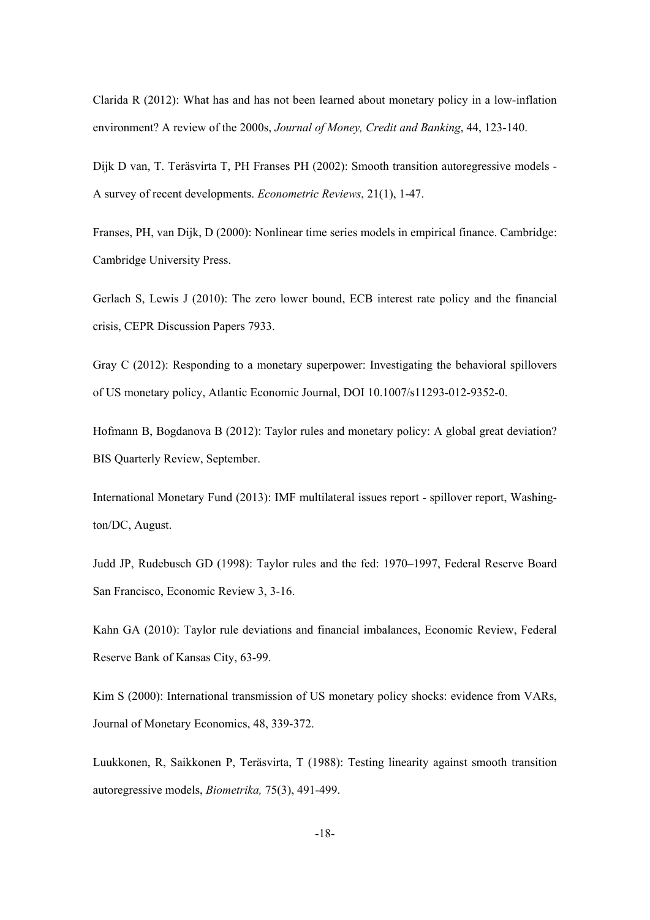Clarida R (2012): What has and has not been learned about monetary policy in a low-inflation environment? A review of the 2000s, *Journal of Money, Credit and Banking*, 44, 123-140.

Dijk D van, T. Teräsvirta T, PH Franses PH (2002): Smooth transition autoregressive models - A survey of recent developments. *Econometric Reviews*, 21(1), 1-47.

Franses, PH, van Dijk, D (2000): Nonlinear time series models in empirical finance. Cambridge: Cambridge University Press.

Gerlach S, Lewis J (2010): The zero lower bound, ECB interest rate policy and the financial crisis, CEPR Discussion Papers 7933.

Gray C (2012): Responding to a monetary superpower: Investigating the behavioral spillovers of US monetary policy, Atlantic Economic Journal, DOI 10.1007/s11293-012-9352-0.

Hofmann B, Bogdanova B (2012): Taylor rules and monetary policy: A global great deviation? BIS Quarterly Review, September.

International Monetary Fund (2013): IMF multilateral issues report - spillover report, Washington/DC, August.

Judd JP, Rudebusch GD (1998): Taylor rules and the fed: 1970–1997, Federal Reserve Board San Francisco, Economic Review 3, 3-16.

Kahn GA (2010): Taylor rule deviations and financial imbalances, Economic Review, Federal Reserve Bank of Kansas City, 63-99.

Kim S (2000): International transmission of US monetary policy shocks: evidence from VARs, Journal of Monetary Economics, 48, 339-372.

Luukkonen, R, Saikkonen P, Teräsvirta, T (1988): Testing linearity against smooth transition autoregressive models, *Biometrika,* 75(3), 491-499.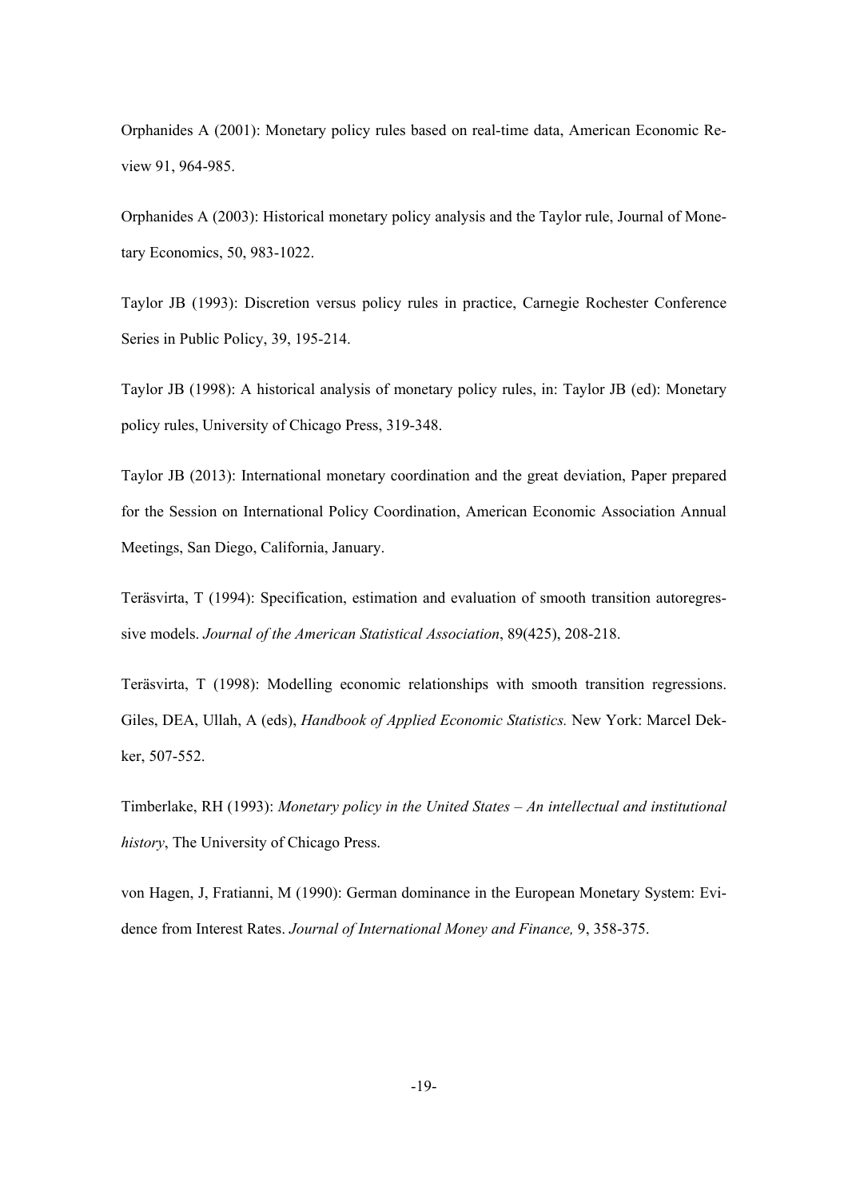Orphanides A (2001): Monetary policy rules based on real-time data, American Economic Review 91, 964-985.

Orphanides A (2003): Historical monetary policy analysis and the Taylor rule, Journal of Monetary Economics, 50, 983-1022.

Taylor JB (1993): Discretion versus policy rules in practice, Carnegie Rochester Conference Series in Public Policy, 39, 195-214.

Taylor JB (1998): A historical analysis of monetary policy rules, in: Taylor JB (ed): Monetary policy rules, University of Chicago Press, 319-348.

Taylor JB (2013): International monetary coordination and the great deviation, Paper prepared for the Session on International Policy Coordination, American Economic Association Annual Meetings, San Diego, California, January.

Teräsvirta, T (1994): Specification, estimation and evaluation of smooth transition autoregressive models. *Journal of the American Statistical Association*, 89(425), 208-218.

Teräsvirta, T (1998): Modelling economic relationships with smooth transition regressions. Giles, DEA, Ullah, A (eds), *Handbook of Applied Economic Statistics.* New York: Marcel Dekker, 507-552.

Timberlake, RH (1993): *Monetary policy in the United States – An intellectual and institutional history*, The University of Chicago Press.

von Hagen, J, Fratianni, M (1990): German dominance in the European Monetary System: Evidence from Interest Rates. *Journal of International Money and Finance,* 9, 358-375.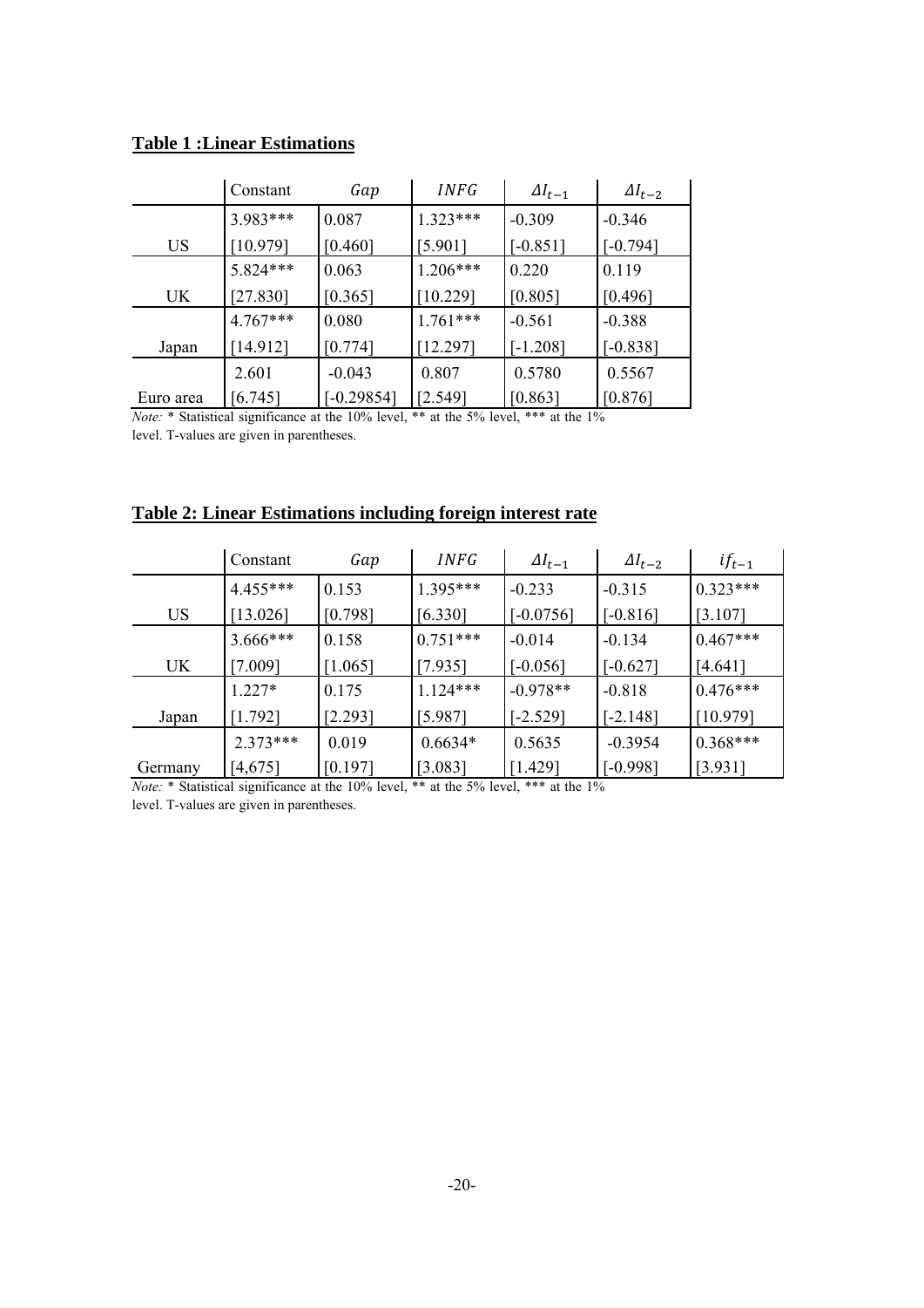**Table 1 :Linear Estimations**

| | Constant | $Gap$ | $INFG$ | $\Delta I_{t-1}$ | $\Delta I_{t-2}$ |
|---|---|---|---|---|---|
| | 3.983*** | 0.087 | 1.323*** | -0.309 | -0.346 |
| US | [10.979] | [0.460] | [5.901] | [-0.851] | [-0.794] |
| | 5.824*** | 0.063 | 1.206*** | 0.220 | 0.119 |
| UK | [27.830] | [0.365] | [10.229] | [0.805] | [0.496] |
| | 4.767*** | 0.080 | 1.761*** | -0.561 | -0.388 |
| Japan | [14.912] | [0.774] | [12.297] | [-1.208] | [-0.838] |
| | 2.601 | -0.043 | 0.807 | 0.5780 | 0.5567 |
| Euro area | [6.745] | [-0.29854] | [2.549] | [0.863] | [0.876] |

*Note:* * Statistical significance at the 10% level, ** at the 5% level, *** at the 1% level. T-values are given in parentheses.

**Table 2: Linear Estimations including foreign interest rate**

| | Constant | $Gap$ | $INFG$ | $\Delta I_{t-1}$ | $\Delta I_{t-2}$ | $if_{t-1}$ |
|---|---|---|---|---|---|---|
| | 4.455*** | 0.153 | 1.395*** | -0.233 | -0.315 | 0.323*** |
| US | [13.026] | [0.798] | [6.330] | [-0.0756] | [-0.816] | [3.107] |
| | 3.666*** | 0.158 | 0.751*** | -0.014 | -0.134 | 0.467*** |
| UK | [7.009] | [1.065] | [7.935] | [-0.056] | [-0.627] | [4.641] |
| | 1.227* | 0.175 | 1.124*** | -0.978** | -0.818 | 0.476*** |
| Japan | [1.792] | [2.293] | [5.987] | [-2.529] | [-2.148] | [10.979] |
| | 2.373*** | 0.019 | 0.6634* | 0.5635 | -0.3954 | 0.368*** |
| Germany | [4,675] | [0.197] | [3.083] | [1.429] | [-0.998] | [3.931] |

*Note:* * Statistical significance at the 10% level, ** at the 5% level, *** at the 1% level. T-values are given in parentheses.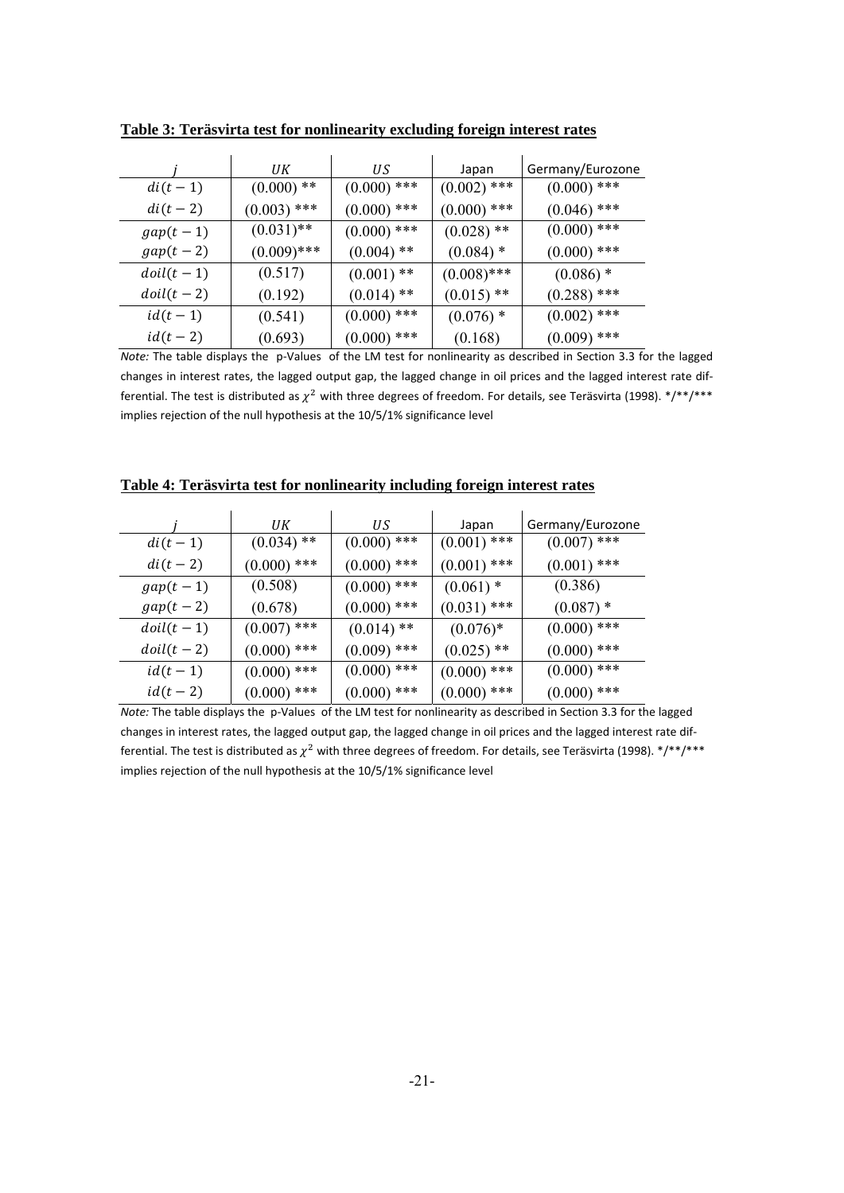**Table 3: Teräsvirta test for nonlinearity excluding foreign interest rates**

| $j$ | $UK$ | $US$ | Japan | Germany/Eurozone |
|---|---|---|---|---|
| $di(t-1)$ | (0.000) ** | (0.000) *** | (0.002) *** | (0.000) *** |
| $di(t-2)$ | (0.003) *** | (0.000) *** | (0.000) *** | (0.046) *** |
| $gap(t-1)$ | (0.031)** | (0.000) *** | (0.028) ** | (0.000) *** |
| $gap(t-2)$ | (0.009)*** | (0.004) ** | (0.084) * | (0.000) *** |
| $doil(t-1)$ | (0.517) | (0.001) ** | (0.008)*** | (0.086) * |
| $doil(t-2)$ | (0.192) | (0.014) ** | (0.015) ** | (0.288) *** |
| $id(t-1)$ | (0.541) | (0.000) *** | (0.076) * | (0.002) *** |
| $id(t-2)$ | (0.693) | (0.000) *** | (0.168) | (0.009) *** |

*Note:* The table displays the p-Values of the LM test for nonlinearity as described in Section 3.3 for the lagged changes in interest rates, the lagged output gap, the lagged change in oil prices and the lagged interest rate differential. The test is distributed as $\chi^2$ with three degrees of freedom. For details, see Teräsvirta (1998). */**/*** implies rejection of the null hypothesis at the 10/5/1% significance level

**Table 4: Teräsvirta test for nonlinearity including foreign interest rates**

| $j$ | $UK$ | $US$ | Japan | Germany/Eurozone |
|---|---|---|---|---|
| $di(t-1)$ | (0.034) ** | (0.000) *** | (0.001) *** | (0.007) *** |
| $di(t-2)$ | (0.000) *** | (0.000) *** | (0.001) *** | (0.001) *** |
| $gap(t-1)$ | (0.508) | (0.000) *** | (0.061) * | (0.386) |
| $gap(t-2)$ | (0.678) | (0.000) *** | (0.031) *** | (0.087) * |
| $doil(t-1)$ | (0.007) *** | (0.014) ** | (0.076)* | (0.000) *** |
| $doil(t-2)$ | (0.000) *** | (0.009) *** | (0.025) ** | (0.000) *** |
| $id(t-1)$ | (0.000) *** | (0.000) *** | (0.000) *** | (0.000) *** |
| $id(t-2)$ | (0.000) *** | (0.000) *** | (0.000) *** | (0.000) *** |

*Note:* The table displays the p-Values of the LM test for nonlinearity as described in Section 3.3 for the lagged changes in interest rates, the lagged output gap, the lagged change in oil prices and the lagged interest rate differential. The test is distributed as $\chi^2$ with three degrees of freedom. For details, see Teräsvirta (1998). */**/*** implies rejection of the null hypothesis at the 10/5/1% significance level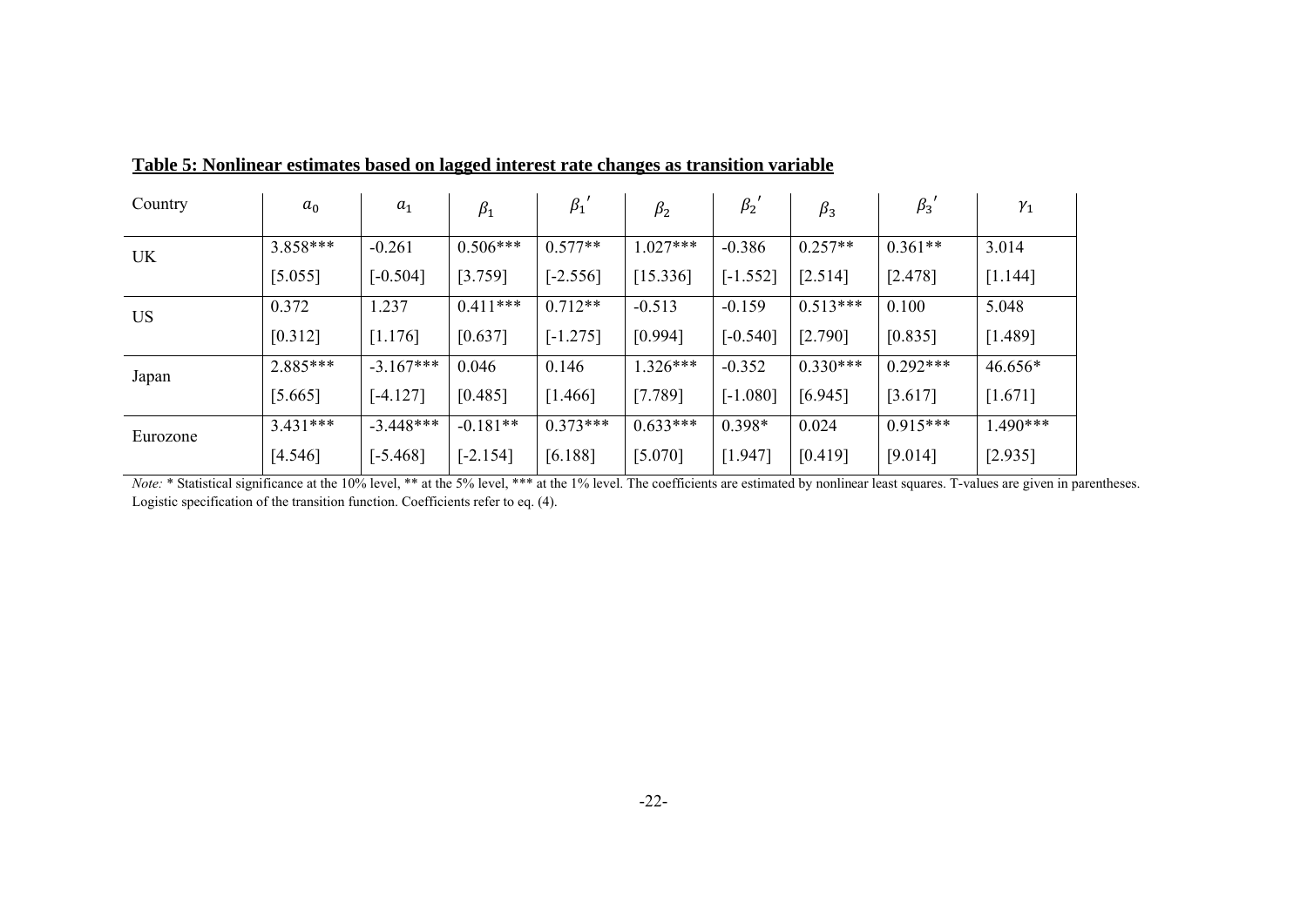**Table 5: Nonlinear estimates based on lagged interest rate changes as transition variable**

| Country | $a_0$ | $a_1$ | $\beta_1$ | $\beta_1{}'$ | $\beta_2$ | $\beta_2{}'$ | $\beta_3$ | $\beta_3{}'$ | $\gamma_1$ |
|---|---|---|---|---|---|---|---|---|---|
| UK | 3.858*** | -0.261 | 0.506*** | 0.577** | 1.027*** | -0.386 | 0.257** | 0.361** | 3.014 |
| | [5.055] | [-0.504] | [3.759] | [-2.556] | [15.336] | [-1.552] | [2.514] | [2.478] | [1.144] |
| US | 0.372 | 1.237 | 0.411*** | 0.712** | -0.513 | -0.159 | 0.513*** | 0.100 | 5.048 |
| | [0.312] | [1.176] | [0.637] | [-1.275] | [0.994] | [-0.540] | [2.790] | [0.835] | [1.489] |
| Japan | 2.885*** | -3.167*** | 0.046 | 0.146 | 1.326*** | -0.352 | 0.330*** | 0.292*** | 46.656* |
| | [5.665] | [-4.127] | [0.485] | [1.466] | [7.789] | [-1.080] | [6.945] | [3.617] | [1.671] |
| Eurozone | 3.431*** | -3.448*** | -0.181** | 0.373*** | 0.633*** | 0.398* | 0.024 | 0.915*** | 1.490*** |
| | [4.546] | [-5.468] | [-2.154] | [6.188] | [5.070] | [1.947] | [0.419] | [9.014] | [2.935] |

*Note:* * Statistical significance at the 10% level, ** at the 5% level, *** at the 1% level. The coefficients are estimated by nonlinear least squares. T-values are given in parentheses. Logistic specification of the transition function. Coefficients refer to eq. (4).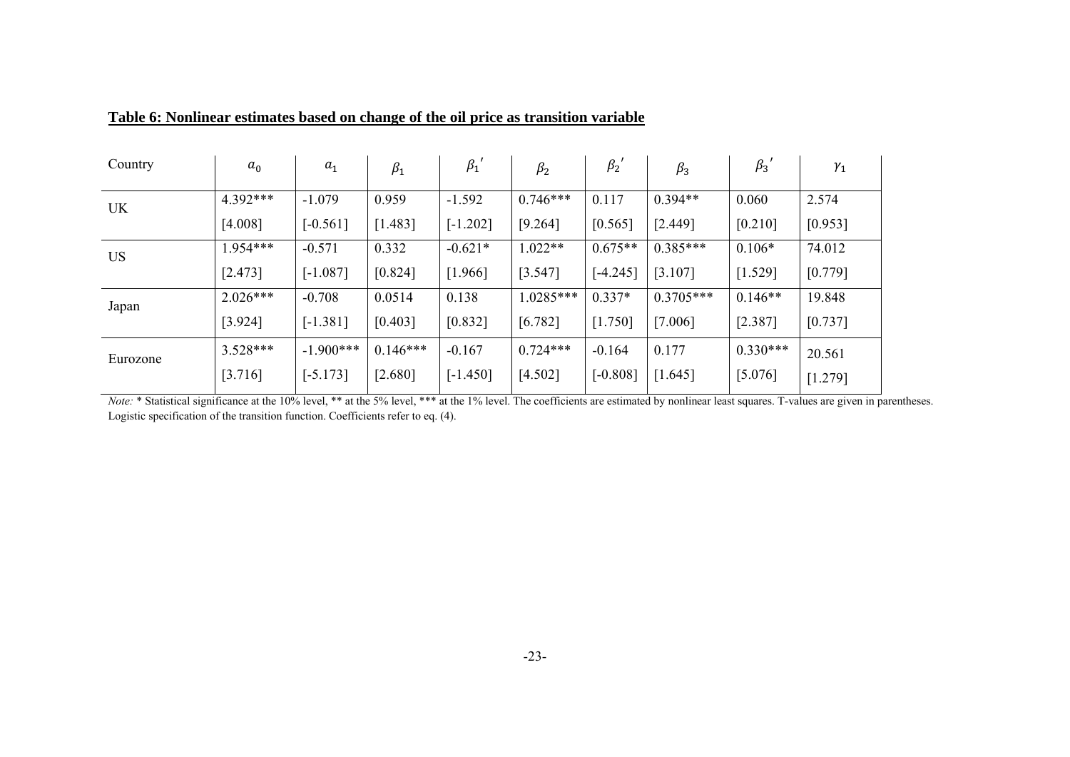**Table 6: Nonlinear estimates based on change of the oil price as transition variable**

| Country | $a_0$ | $a_1$ | $\beta_1$ | $\beta_1{}'$ | $\beta_2$ | $\beta_2{}'$ | $\beta_3$ | $\beta_3{}'$ | $\gamma_1$ |
|---|---|---|---|---|---|---|---|---|---|
| UK | 4.392*** | -1.079 | 0.959 | -1.592 | 0.746*** | 0.117 | 0.394** | 0.060 | 2.574 |
| | [4.008] | [-0.561] | [1.483] | [-1.202] | [9.264] | [0.565] | [2.449] | [0.210] | [0.953] |
| US | 1.954*** | -0.571 | 0.332 | -0.621* | 1.022** | 0.675** | 0.385*** | 0.106* | 74.012 |
| | [2.473] | [-1.087] | [0.824] | [1.966] | [3.547] | [-4.245] | [3.107] | [1.529] | [0.779] |
| Japan | 2.026*** | -0.708 | 0.0514 | 0.138 | 1.0285*** | 0.337* | 0.3705*** | 0.146** | 19.848 |
| | [3.924] | [-1.381] | [0.403] | [0.832] | [6.782] | [1.750] | [7.006] | [2.387] | [0.737] |
| Eurozone | 3.528*** | -1.900*** | 0.146*** | -0.167 | 0.724*** | -0.164 | 0.177 | 0.330*** | 20.561 |
| | [3.716] | [-5.173] | [2.680] | [-1.450] | [4.502] | [-0.808] | [1.645] | [5.076] | [1.279] |

*Note:* * Statistical significance at the 10% level, ** at the 5% level, *** at the 1% level. The coefficients are estimated by nonlinear least squares. T-values are given in parentheses. Logistic specification of the transition function. Coefficients refer to eq. (4).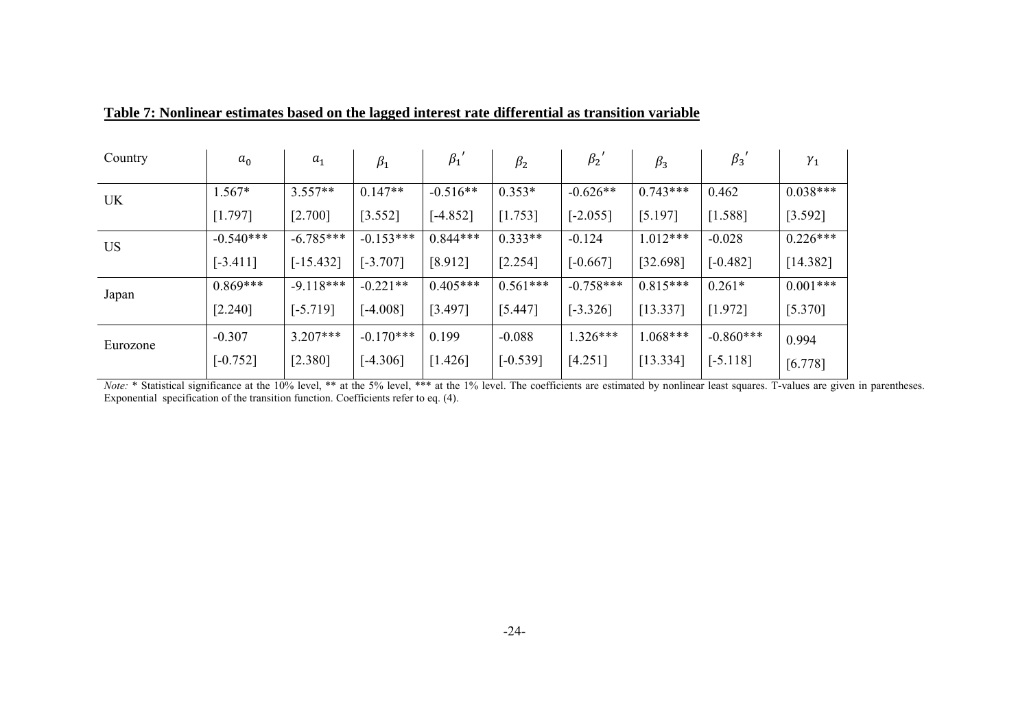**Table 7: Nonlinear estimates based on the lagged interest rate differential as transition variable**

| Country | $a_0$ | $a_1$ | $\beta_1$ | $\beta_1{}'$ | $\beta_2$ | $\beta_2{}'$ | $\beta_3$ | $\beta_3{}'$ | $\gamma_1$ |
|---|---|---|---|---|---|---|---|---|---|
| UK | 1.567* | 3.557** | 0.147** | -0.516** | 0.353* | -0.626** | 0.743*** | 0.462 | 0.038*** |
| | [1.797] | [2.700] | [3.552] | [-4.852] | [1.753] | [-2.055] | [5.197] | [1.588] | [3.592] |
| US | -0.540*** | -6.785*** | -0.153*** | 0.844*** | 0.333** | -0.124 | 1.012*** | -0.028 | 0.226*** |
| | [-3.411] | [-15.432] | [-3.707] | [8.912] | [2.254] | [-0.667] | [32.698] | [-0.482] | [14.382] |
| Japan | 0.869*** | -9.118*** | -0.221** | 0.405*** | 0.561*** | -0.758*** | 0.815*** | 0.261* | 0.001*** |
| | [2.240] | [-5.719] | [-4.008] | [3.497] | [5.447] | [-3.326] | [13.337] | [1.972] | [5.370] |
| Eurozone | -0.307 | 3.207*** | -0.170*** | 0.199 | -0.088 | 1.326*** | 1.068*** | -0.860*** | 0.994 |
| | [-0.752] | [2.380] | [-4.306] | [1.426] | [-0.539] | [4.251] | [13.334] | [-5.118] | [6.778] |

*Note:* * Statistical significance at the 10% level, ** at the 5% level, *** at the 1% level. The coefficients are estimated by nonlinear least squares. T-values are given in parentheses. Exponential specification of the transition function. Coefficients refer to eq. (4).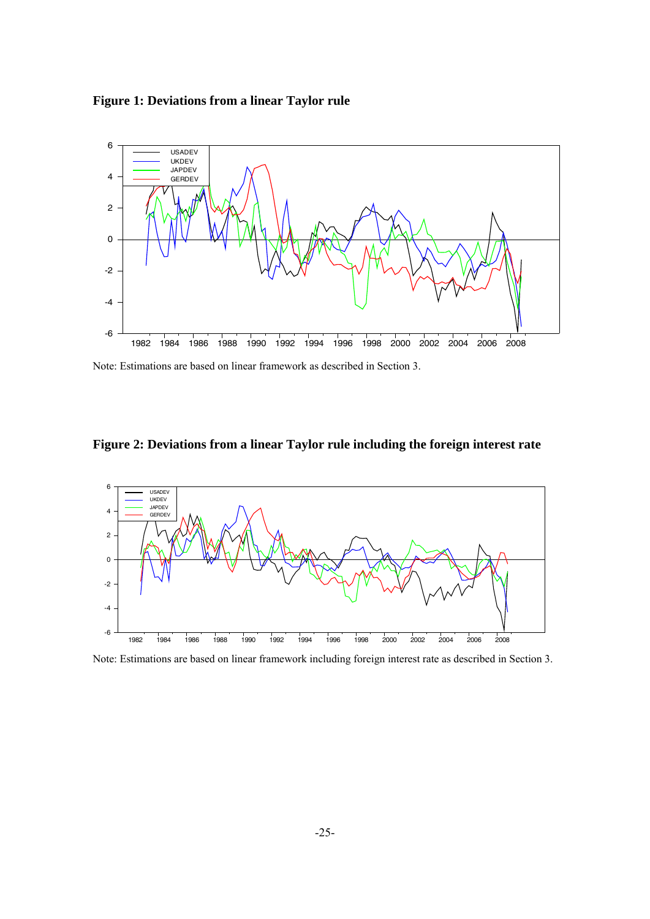**Figure 1: Deviations from a linear Taylor rule**

Note: Estimations are based on linear framework as described in Section 3.

**Figure 2: Deviations from a linear Taylor rule including the foreign interest rate**

Note: Estimations are based on linear framework including foreign interest rate as described in Section 3.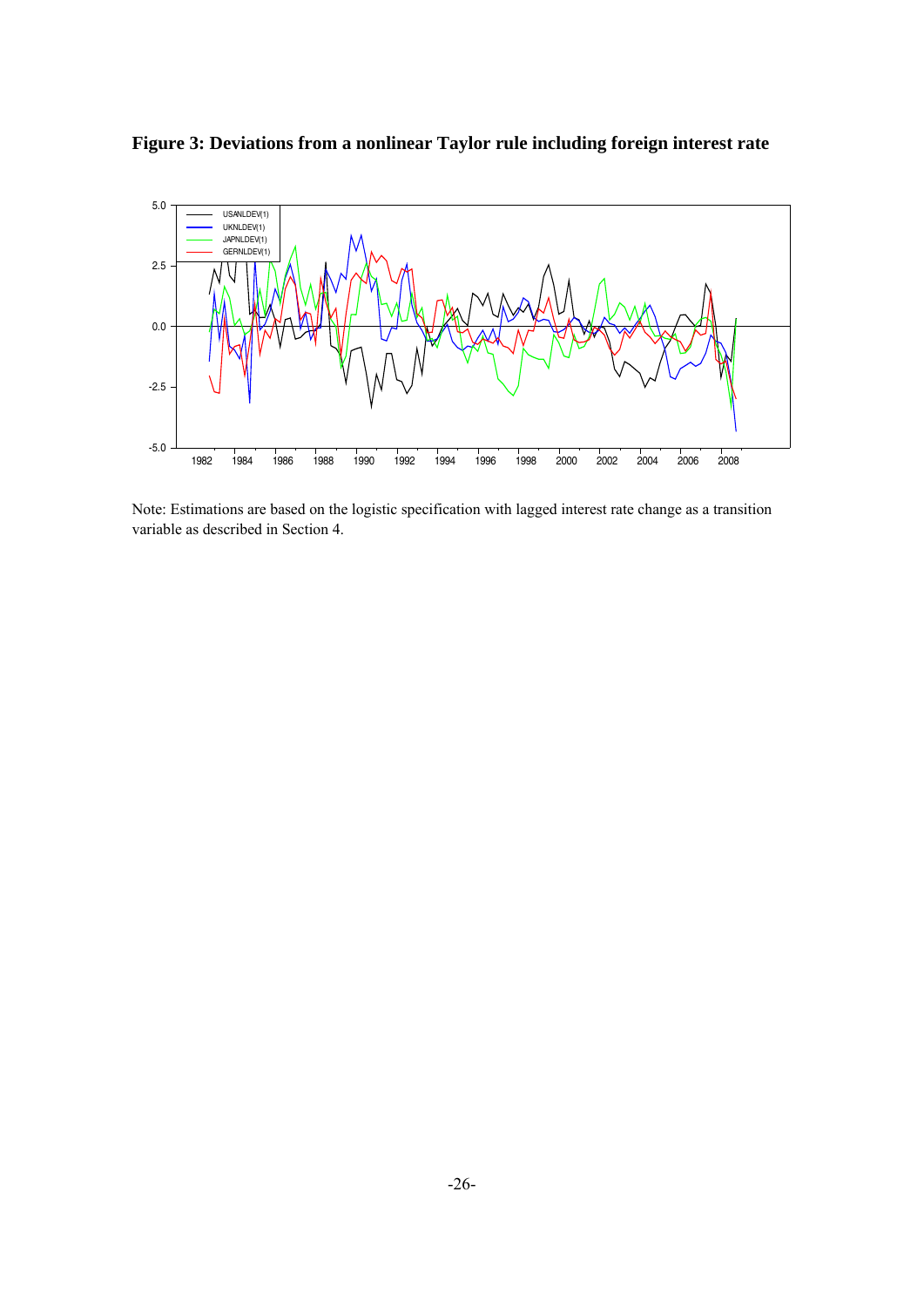**Figure 3: Deviations from a nonlinear Taylor rule including foreign interest rate**

5.0
2.5
0.0
-2.5
-5.0

USANLDEV(1)
UKNLDEV(1)
JAPNLDEV(1)
GERNLDEV(1)

1982 1984 1986 1988 1990 1992 1994 1996 1998 2000 2002 2004 2006 2008

Note: Estimations are based on the logistic specification with lagged interest rate change as a transition variable as described in Section 4.